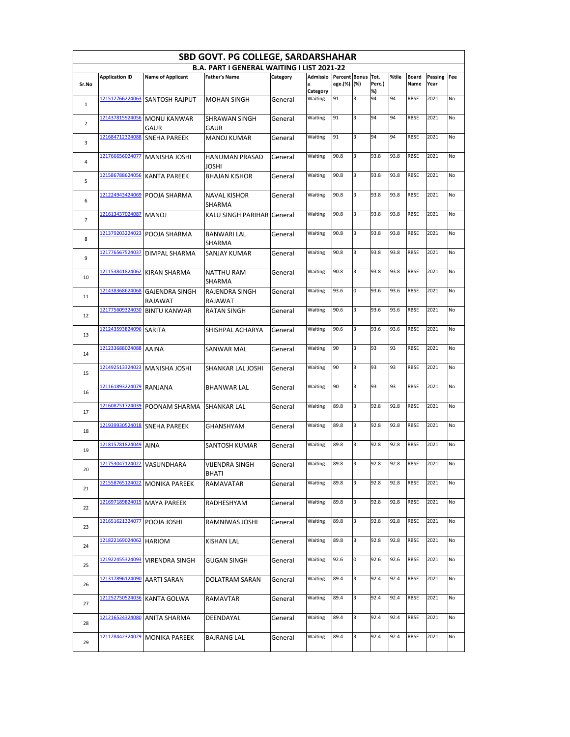# SBD GOVT. PG COLLEGE, SARDARSHAHAR

## B.A. PART I GENERAL WAITING I LIST 2021-22

| Sr.No | Application ID | Name of Applicant | Father's Name | Category | Admission Category | Percentage.(%) | Bonus (%) | Tot. Perc.(%) | %tile | Board Name | Passing Year | Fee |
|---|---|---|---|---|---|---|---|---|---|---|---|---|
| 1 | 121512766224063 | SANTOSH RAJPUT | MOHAN SINGH | General | Waiting | 91 | 3 | 94 | 94 | RBSE | 2021 | No |
| 2 | 121437815924056 | MONU KANWAR GAUR | SHRAWAN SINGH GAUR | General | Waiting | 91 | 3 | 94 | 94 | RBSE | 2021 | No |
| 3 | 121684712324088 | SNEHA PAREEK | MANOJ KUMAR | General | Waiting | 91 | 3 | 94 | 94 | RBSE | 2021 | No |
| 4 | 121766656024077 | MANISHA JOSHI | HANUMAN PRASAD JOSHI | General | Waiting | 90.8 | 3 | 93.8 | 93.8 | RBSE | 2021 | No |
| 5 | 121586788624056 | KANTA PAREEK | BHAJAN KISHOR | General | Waiting | 90.8 | 3 | 93.8 | 93.8 | RBSE | 2021 | No |
| 6 | 121224943424069 | POOJA SHARMA | NAVAL KISHOR SHARMA | General | Waiting | 90.8 | 3 | 93.8 | 93.8 | RBSE | 2021 | No |
| 7 | 121613437024087 | MANOJ | KALU SINGH PARIHAR | General | Waiting | 90.8 | 3 | 93.8 | 93.8 | RBSE | 2021 | No |
| 8 | 121379203224023 | POOJA SHARMA | BANWARI LAL SHARMA | General | Waiting | 90.8 | 3 | 93.8 | 93.8 | RBSE | 2021 | No |
| 9 | 121776567524037 | DIMPAL SHARMA | SANJAY KUMAR | General | Waiting | 90.8 | 3 | 93.8 | 93.8 | RBSE | 2021 | No |
| 10 | 121153841824062 | KIRAN SHARMA | NATTHU RAM SHARMA | General | Waiting | 90.8 | 3 | 93.8 | 93.8 | RBSE | 2021 | No |
| 11 | 121438368624068 | GAJENDRA SINGH RAJAWAT | RAJENDRA SINGH RAJAWAT | General | Waiting | 93.6 | 0 | 93.6 | 93.6 | RBSE | 2021 | No |
| 12 | 121775609324030 | BINTU KANWAR | RATAN SINGH | General | Waiting | 90.6 | 3 | 93.6 | 93.6 | RBSE | 2021 | No |
| 13 | 121243593824096 | SARITA | SHISHPAL ACHARYA | General | Waiting | 90.6 | 3 | 93.6 | 93.6 | RBSE | 2021 | No |
| 14 | 121233688024088 | AAINA | SANWAR MAL | General | Waiting | 90 | 3 | 93 | 93 | RBSE | 2021 | No |
| 15 | 121492513324023 | MANISHA JOSHI | SHANKAR LAL JOSHI | General | Waiting | 90 | 3 | 93 | 93 | RBSE | 2021 | No |
| 16 | 121161893224079 | RANJANA | BHANWAR LAL | General | Waiting | 90 | 3 | 93 | 93 | RBSE | 2021 | No |
| 17 | 121608751724039 | POONAM SHARMA | SHANKAR LAL | General | Waiting | 89.8 | 3 | 92.8 | 92.8 | RBSE | 2021 | No |
| 18 | 121939930524018 | SNEHA PAREEK | GHANSHYAM | General | Waiting | 89.8 | 3 | 92.8 | 92.8 | RBSE | 2021 | No |
| 19 | 121815781824049 | AINA | SANTOSH KUMAR | General | Waiting | 89.8 | 3 | 92.8 | 92.8 | RBSE | 2021 | No |
| 20 | 121753047124022 | VASUNDHARA | VIJENDRA SINGH BHATI | General | Waiting | 89.8 | 3 | 92.8 | 92.8 | RBSE | 2021 | No |
| 21 | 121558765124022 | MONIKA PAREEK | RAMAVATAR | General | Waiting | 89.8 | 3 | 92.8 | 92.8 | RBSE | 2021 | No |
| 22 | 121697189824015 | MAYA PAREEK | RADHESHYAM | General | Waiting | 89.8 | 3 | 92.8 | 92.8 | RBSE | 2021 | No |
| 23 | 121651621324077 | POOJA JOSHI | RAMNIWAS JOSHI | General | Waiting | 89.8 | 3 | 92.8 | 92.8 | RBSE | 2021 | No |
| 24 | 121822169024062 | HARIOM | KISHAN LAL | General | Waiting | 89.8 | 3 | 92.8 | 92.8 | RBSE | 2021 | No |
| 25 | 121922455324093 | VIRENDRA SINGH | GUGAN SINGH | General | Waiting | 92.6 | 0 | 92.6 | 92.6 | RBSE | 2021 | No |
| 26 | 121317896124090 | AARTI SARAN | DOLATRAM SARAN | General | Waiting | 89.4 | 3 | 92.4 | 92.4 | RBSE | 2021 | No |
| 27 | 121252750524036 | KANTA GOLWA | RAMAVTAR | General | Waiting | 89.4 | 3 | 92.4 | 92.4 | RBSE | 2021 | No |
| 28 | 121216524324080 | ANITA SHARMA | DEENDAYAL | General | Waiting | 89.4 | 3 | 92.4 | 92.4 | RBSE | 2021 | No |
| 29 | 121128442324029 | MONIKA PAREEK | BAJRANG LAL | General | Waiting | 89.4 | 3 | 92.4 | 92.4 | RBSE | 2021 | No |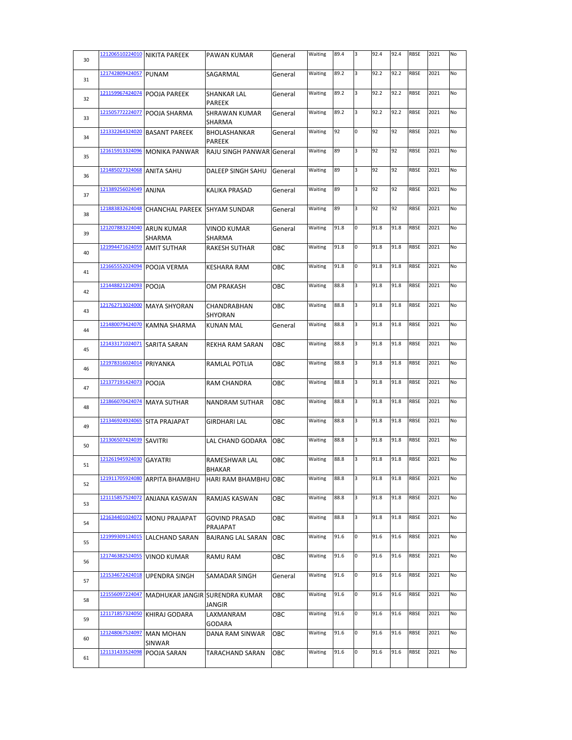| | | | | | | | | | | | | |
|---|---|---|---|---|---|---|---|---|---|---|---|---|
| 30 | 121206510224010 | NIKITA PAREEK | PAWAN KUMAR | General | Waiting | 89.4 | 3 | 92.4 | 92.4 | RBSE | 2021 | No |
| 31 | 121742809424057 | PUNAM | SAGARMAL | General | Waiting | 89.2 | 3 | 92.2 | 92.2 | RBSE | 2021 | No |
| 32 | 121159967424074 | POOJA PAREEK | SHANKAR LAL PAREEK | General | Waiting | 89.2 | 3 | 92.2 | 92.2 | RBSE | 2021 | No |
| 33 | 121505772224077 | POOJA SHARMA | SHRAWAN KUMAR SHARMA | General | Waiting | 89.2 | 3 | 92.2 | 92.2 | RBSE | 2021 | No |
| 34 | 121332264324020 | BASANT PAREEK | BHOLASHANKAR PAREEK | General | Waiting | 92 | 0 | 92 | 92 | RBSE | 2021 | No |
| 35 | 121615913324096 | MONIKA PANWAR | RAJU SINGH PANWAR | General | Waiting | 89 | 3 | 92 | 92 | RBSE | 2021 | No |
| 36 | 121485027324068 | ANITA SAHU | DALEEP SINGH SAHU | General | Waiting | 89 | 3 | 92 | 92 | RBSE | 2021 | No |
| 37 | 121389256024049 | ANJNA | KALIKA PRASAD | General | Waiting | 89 | 3 | 92 | 92 | RBSE | 2021 | No |
| 38 | 121883832624048 | CHANCHAL PAREEK | SHYAM SUNDAR | General | Waiting | 89 | 3 | 92 | 92 | RBSE | 2021 | No |
| 39 | 121207883224040 | ARUN KUMAR SHARMA | VINOD KUMAR SHARMA | General | Waiting | 91.8 | 0 | 91.8 | 91.8 | RBSE | 2021 | No |
| 40 | 121994471624059 | AMIT SUTHAR | RAKESH SUTHAR | OBC | Waiting | 91.8 | 0 | 91.8 | 91.8 | RBSE | 2021 | No |
| 41 | 121665552024094 | POOJA VERMA | KESHARA RAM | OBC | Waiting | 91.8 | 0 | 91.8 | 91.8 | RBSE | 2021 | No |
| 42 | 121448821224093 | POOJA | OM PRAKASH | OBC | Waiting | 88.8 | 3 | 91.8 | 91.8 | RBSE | 2021 | No |
| 43 | 121762713024000 | MAYA SHYORAN | CHANDRABHAN SHYORAN | OBC | Waiting | 88.8 | 3 | 91.8 | 91.8 | RBSE | 2021 | No |
| 44 | 121480079424070 | KAMNA SHARMA | KUNAN MAL | General | Waiting | 88.8 | 3 | 91.8 | 91.8 | RBSE | 2021 | No |
| 45 | 121433171024071 | SARITA SARAN | REKHA RAM SARAN | OBC | Waiting | 88.8 | 3 | 91.8 | 91.8 | RBSE | 2021 | No |
| 46 | 121978316024014 | PRIYANKA | RAMLAL POTLIA | OBC | Waiting | 88.8 | 3 | 91.8 | 91.8 | RBSE | 2021 | No |
| 47 | 121377191424073 | POOJA | RAM CHANDRA | OBC | Waiting | 88.8 | 3 | 91.8 | 91.8 | RBSE | 2021 | No |
| 48 | 121866070424074 | MAYA SUTHAR | NANDRAM SUTHAR | OBC | Waiting | 88.8 | 3 | 91.8 | 91.8 | RBSE | 2021 | No |
| 49 | 121346924924065 | SITA PRAJAPAT | GIRDHARI LAL | OBC | Waiting | 88.8 | 3 | 91.8 | 91.8 | RBSE | 2021 | No |
| 50 | 121306507424039 | SAVITRI | LAL CHAND GODARA | OBC | Waiting | 88.8 | 3 | 91.8 | 91.8 | RBSE | 2021 | No |
| 51 | 121261945924030 | GAYATRI | RAMESHWAR LAL BHAKAR | OBC | Waiting | 88.8 | 3 | 91.8 | 91.8 | RBSE | 2021 | No |
| 52 | 121911705924080 | ARPITA BHAMBHU | HARI RAM BHAMBHU | OBC | Waiting | 88.8 | 3 | 91.8 | 91.8 | RBSE | 2021 | No |
| 53 | 121115857524072 | ANJANA KASWAN | RAMJAS KASWAN | OBC | Waiting | 88.8 | 3 | 91.8 | 91.8 | RBSE | 2021 | No |
| 54 | 121634401024072 | MONU PRAJAPAT | GOVIND PRASAD PRAJAPAT | OBC | Waiting | 88.8 | 3 | 91.8 | 91.8 | RBSE | 2021 | No |
| 55 | 121999309124015 | LALCHAND SARAN | BAJRANG LAL SARAN | OBC | Waiting | 91.6 | 0 | 91.6 | 91.6 | RBSE | 2021 | No |
| 56 | 121746382524055 | VINOD KUMAR | RAMU RAM | OBC | Waiting | 91.6 | 0 | 91.6 | 91.6 | RBSE | 2021 | No |
| 57 | 121534672424018 | UPENDRA SINGH | SAMADAR SINGH | General | Waiting | 91.6 | 0 | 91.6 | 91.6 | RBSE | 2021 | No |
| 58 | 121556097224047 | MADHUKAR JANGIR | SURENDRA KUMAR JANGIR | OBC | Waiting | 91.6 | 0 | 91.6 | 91.6 | RBSE | 2021 | No |
| 59 | 121171857324050 | KHIRAJ GODARA | LAXMANRAM GODARA | OBC | Waiting | 91.6 | 0 | 91.6 | 91.6 | RBSE | 2021 | No |
| 60 | 121248067524097 | MAN MOHAN SINWAR | DANA RAM SINWAR | OBC | Waiting | 91.6 | 0 | 91.6 | 91.6 | RBSE | 2021 | No |
| 61 | 121131433524098 | POOJA SARAN | TARACHAND SARAN | OBC | Waiting | 91.6 | 0 | 91.6 | 91.6 | RBSE | 2021 | No |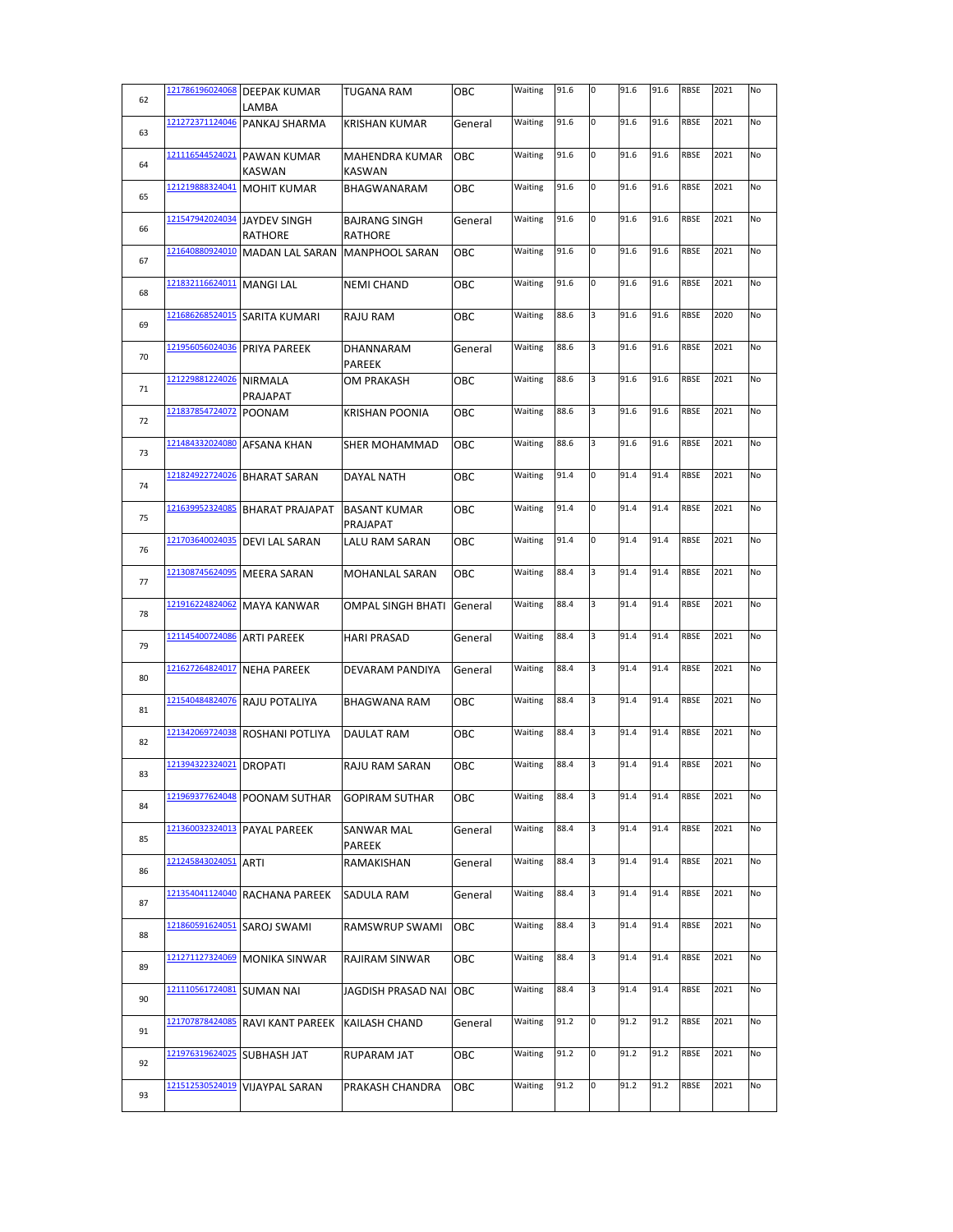| | | | | | | | | | | | | |
|---|---|---|---|---|---|---|---|---|---|---|---|---|
| 62 | 121786196024068 | DEEPAK KUMAR LAMBA | TUGANA RAM | OBC | Waiting | 91.6 | 0 | 91.6 | 91.6 | RBSE | 2021 | No |
| 63 | 121272371124046 | PANKAJ SHARMA | KRISHAN KUMAR | General | Waiting | 91.6 | 0 | 91.6 | 91.6 | RBSE | 2021 | No |
| 64 | 121116544524021 | PAWAN KUMAR KASWAN | MAHENDRA KUMAR KASWAN | OBC | Waiting | 91.6 | 0 | 91.6 | 91.6 | RBSE | 2021 | No |
| 65 | 121219888324041 | MOHIT KUMAR | BHAGWANARAM | OBC | Waiting | 91.6 | 0 | 91.6 | 91.6 | RBSE | 2021 | No |
| 66 | 121547942024034 | JAYDEV SINGH RATHORE | BAJRANG SINGH RATHORE | General | Waiting | 91.6 | 0 | 91.6 | 91.6 | RBSE | 2021 | No |
| 67 | 121640880924010 | MADAN LAL SARAN | MANPHOOL SARAN | OBC | Waiting | 91.6 | 0 | 91.6 | 91.6 | RBSE | 2021 | No |
| 68 | 121832116624011 | MANGI LAL | NEMI CHAND | OBC | Waiting | 91.6 | 0 | 91.6 | 91.6 | RBSE | 2021 | No |
| 69 | 121686268524015 | SARITA KUMARI | RAJU RAM | OBC | Waiting | 88.6 | 3 | 91.6 | 91.6 | RBSE | 2020 | No |
| 70 | 121956056024036 | PRIYA PAREEK | DHANNARAM PAREEK | General | Waiting | 88.6 | 3 | 91.6 | 91.6 | RBSE | 2021 | No |
| 71 | 121229881224026 | NIRMALA PRAJAPAT | OM PRAKASH | OBC | Waiting | 88.6 | 3 | 91.6 | 91.6 | RBSE | 2021 | No |
| 72 | 121837854724072 | POONAM | KRISHAN POONIA | OBC | Waiting | 88.6 | 3 | 91.6 | 91.6 | RBSE | 2021 | No |
| 73 | 121484332024080 | AFSANA KHAN | SHER MOHAMMAD | OBC | Waiting | 88.6 | 3 | 91.6 | 91.6 | RBSE | 2021 | No |
| 74 | 121824922724026 | BHARAT SARAN | DAYAL NATH | OBC | Waiting | 91.4 | 0 | 91.4 | 91.4 | RBSE | 2021 | No |
| 75 | 121639952324085 | BHARAT PRAJAPAT | BASANT KUMAR PRAJAPAT | OBC | Waiting | 91.4 | 0 | 91.4 | 91.4 | RBSE | 2021 | No |
| 76 | 121703640024035 | DEVI LAL SARAN | LALU RAM SARAN | OBC | Waiting | 91.4 | 0 | 91.4 | 91.4 | RBSE | 2021 | No |
| 77 | 121308745624095 | MEERA SARAN | MOHANLAL SARAN | OBC | Waiting | 88.4 | 3 | 91.4 | 91.4 | RBSE | 2021 | No |
| 78 | 121916224824062 | MAYA KANWAR | OMPAL SINGH BHATI | General | Waiting | 88.4 | 3 | 91.4 | 91.4 | RBSE | 2021 | No |
| 79 | 121145400724086 | ARTI PAREEK | HARI PRASAD | General | Waiting | 88.4 | 3 | 91.4 | 91.4 | RBSE | 2021 | No |
| 80 | 121627264824017 | NEHA PAREEK | DEVARAM PANDIYA | General | Waiting | 88.4 | 3 | 91.4 | 91.4 | RBSE | 2021 | No |
| 81 | 121540484824076 | RAJU POTALIYA | BHAGWANA RAM | OBC | Waiting | 88.4 | 3 | 91.4 | 91.4 | RBSE | 2021 | No |
| 82 | 121342069724038 | ROSHANI POTLIYA | DAULAT RAM | OBC | Waiting | 88.4 | 3 | 91.4 | 91.4 | RBSE | 2021 | No |
| 83 | 121394322324021 | DROPATI | RAJU RAM SARAN | OBC | Waiting | 88.4 | 3 | 91.4 | 91.4 | RBSE | 2021 | No |
| 84 | 121969377624048 | POONAM SUTHAR | GOPIRAM SUTHAR | OBC | Waiting | 88.4 | 3 | 91.4 | 91.4 | RBSE | 2021 | No |
| 85 | 121360032324013 | PAYAL PAREEK | SANWAR MAL PAREEK | General | Waiting | 88.4 | 3 | 91.4 | 91.4 | RBSE | 2021 | No |
| 86 | 121245843024051 | ARTI | RAMAKISHAN | General | Waiting | 88.4 | 3 | 91.4 | 91.4 | RBSE | 2021 | No |
| 87 | 121354041124040 | RACHANA PAREEK | SADULA RAM | General | Waiting | 88.4 | 3 | 91.4 | 91.4 | RBSE | 2021 | No |
| 88 | 121860591624051 | SAROJ SWAMI | RAMSWRUP SWAMI | OBC | Waiting | 88.4 | 3 | 91.4 | 91.4 | RBSE | 2021 | No |
| 89 | 121271127324069 | MONIKA SINWAR | RAJIRAM SINWAR | OBC | Waiting | 88.4 | 3 | 91.4 | 91.4 | RBSE | 2021 | No |
| 90 | 121110561724081 | SUMAN NAI | JAGDISH PRASAD NAI | OBC | Waiting | 88.4 | 3 | 91.4 | 91.4 | RBSE | 2021 | No |
| 91 | 121707878424085 | RAVI KANT PAREEK | KAILASH CHAND | General | Waiting | 91.2 | 0 | 91.2 | 91.2 | RBSE | 2021 | No |
| 92 | 121976319624025 | SUBHASH JAT | RUPARAM JAT | OBC | Waiting | 91.2 | 0 | 91.2 | 91.2 | RBSE | 2021 | No |
| 93 | 121512530524019 | VIJAYPAL SARAN | PRAKASH CHANDRA | OBC | Waiting | 91.2 | 0 | 91.2 | 91.2 | RBSE | 2021 | No |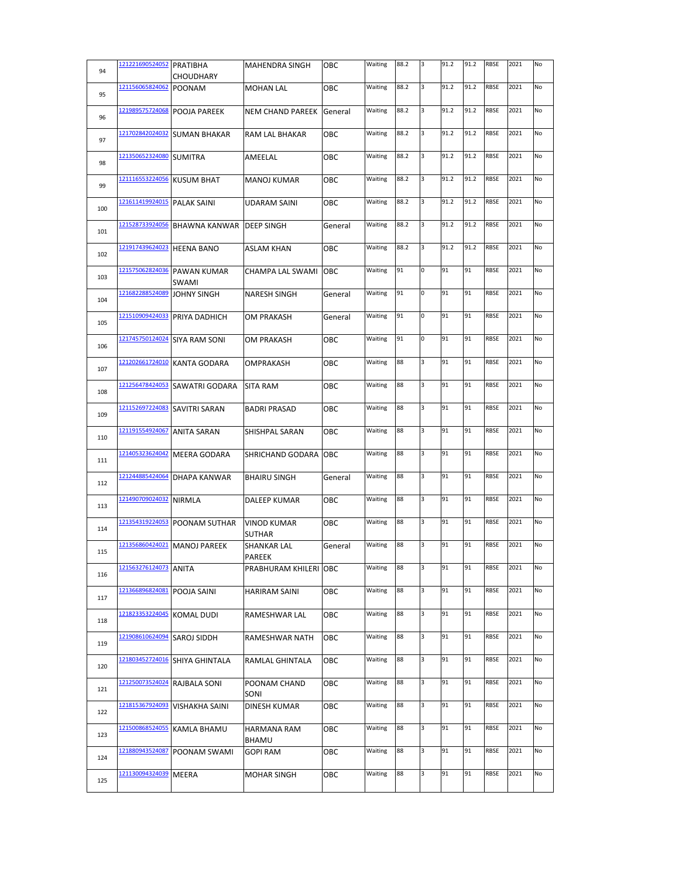| 94 | 121221690524052 | PRATIBHA CHOUDHARY | MAHENDRA SINGH | OBC | Waiting | 88.2 | 3 | 91.2 | 91.2 | RBSE | 2021 | No |
|---|---|---|---|---|---|---|---|---|---|---|---|---|
| 95 | 121156065824062 | POONAM | MOHAN LAL | OBC | Waiting | 88.2 | 3 | 91.2 | 91.2 | RBSE | 2021 | No |
| 96 | 121989575724068 | POOJA PAREEK | NEM CHAND PAREEK | General | Waiting | 88.2 | 3 | 91.2 | 91.2 | RBSE | 2021 | No |
| 97 | 121702842024032 | SUMAN BHAKAR | RAM LAL BHAKAR | OBC | Waiting | 88.2 | 3 | 91.2 | 91.2 | RBSE | 2021 | No |
| 98 | 121350652324080 | SUMITRA | AMEELAL | OBC | Waiting | 88.2 | 3 | 91.2 | 91.2 | RBSE | 2021 | No |
| 99 | 121116553224056 | KUSUM BHAT | MANOJ KUMAR | OBC | Waiting | 88.2 | 3 | 91.2 | 91.2 | RBSE | 2021 | No |
| 100 | 121611419924015 | PALAK SAINI | UDARAM SAINI | OBC | Waiting | 88.2 | 3 | 91.2 | 91.2 | RBSE | 2021 | No |
| 101 | 121528733924056 | BHAWNA KANWAR | DEEP SINGH | General | Waiting | 88.2 | 3 | 91.2 | 91.2 | RBSE | 2021 | No |
| 102 | 121917439624023 | HEENA BANO | ASLAM KHAN | OBC | Waiting | 88.2 | 3 | 91.2 | 91.2 | RBSE | 2021 | No |
| 103 | 121575062824036 | PAWAN KUMAR SWAMI | CHAMPA LAL SWAMI | OBC | Waiting | 91 | 0 | 91 | 91 | RBSE | 2021 | No |
| 104 | 121682288524089 | JOHNY SINGH | NARESH SINGH | General | Waiting | 91 | 0 | 91 | 91 | RBSE | 2021 | No |
| 105 | 121510909424033 | PRIYA DADHICH | OM PRAKASH | General | Waiting | 91 | 0 | 91 | 91 | RBSE | 2021 | No |
| 106 | 121745750124024 | SIYA RAM SONI | OM PRAKASH | OBC | Waiting | 91 | 0 | 91 | 91 | RBSE | 2021 | No |
| 107 | 121202661724010 | KANTA GODARA | OMPRAKASH | OBC | Waiting | 88 | 3 | 91 | 91 | RBSE | 2021 | No |
| 108 | 121256478424053 | SAWATRI GODARA | SITA RAM | OBC | Waiting | 88 | 3 | 91 | 91 | RBSE | 2021 | No |
| 109 | 121152697224083 | SAVITRI SARAN | BADRI PRASAD | OBC | Waiting | 88 | 3 | 91 | 91 | RBSE | 2021 | No |
| 110 | 121191554924067 | ANITA SARAN | SHISHPAL SARAN | OBC | Waiting | 88 | 3 | 91 | 91 | RBSE | 2021 | No |
| 111 | 121405323624042 | MEERA GODARA | SHRICHAND GODARA | OBC | Waiting | 88 | 3 | 91 | 91 | RBSE | 2021 | No |
| 112 | 121244885424064 | DHAPA KANWAR | BHAIRU SINGH | General | Waiting | 88 | 3 | 91 | 91 | RBSE | 2021 | No |
| 113 | 121490709024032 | NIRMLA | DALEEP KUMAR | OBC | Waiting | 88 | 3 | 91 | 91 | RBSE | 2021 | No |
| 114 | 121354319224053 | POONAM SUTHAR | VINOD KUMAR SUTHAR | OBC | Waiting | 88 | 3 | 91 | 91 | RBSE | 2021 | No |
| 115 | 121356860424021 | MANOJ PAREEK | SHANKAR LAL PAREEK | General | Waiting | 88 | 3 | 91 | 91 | RBSE | 2021 | No |
| 116 | 121563276124073 | ANITA | PRABHURAM KHILERI | OBC | Waiting | 88 | 3 | 91 | 91 | RBSE | 2021 | No |
| 117 | 121366896824081 | POOJA SAINI | HARIRAM SAINI | OBC | Waiting | 88 | 3 | 91 | 91 | RBSE | 2021 | No |
| 118 | 121823353224045 | KOMAL DUDI | RAMESHWAR LAL | OBC | Waiting | 88 | 3 | 91 | 91 | RBSE | 2021 | No |
| 119 | 121908610624094 | SAROJ SIDDH | RAMESHWAR NATH | OBC | Waiting | 88 | 3 | 91 | 91 | RBSE | 2021 | No |
| 120 | 121803452724016 | SHIYA GHINTALA | RAMLAL GHINTALA | OBC | Waiting | 88 | 3 | 91 | 91 | RBSE | 2021 | No |
| 121 | 121250073524024 | RAJBALA SONI | POONAM CHAND SONI | OBC | Waiting | 88 | 3 | 91 | 91 | RBSE | 2021 | No |
| 122 | 121815367924093 | VISHAKHA SAINI | DINESH KUMAR | OBC | Waiting | 88 | 3 | 91 | 91 | RBSE | 2021 | No |
| 123 | 121500868524055 | KAMLA BHAMU | HARMANA RAM BHAMU | OBC | Waiting | 88 | 3 | 91 | 91 | RBSE | 2021 | No |
| 124 | 121880943524087 | POONAM SWAMI | GOPI RAM | OBC | Waiting | 88 | 3 | 91 | 91 | RBSE | 2021 | No |
| 125 | 121130094324039 | MEERA | MOHAR SINGH | OBC | Waiting | 88 | 3 | 91 | 91 | RBSE | 2021 | No |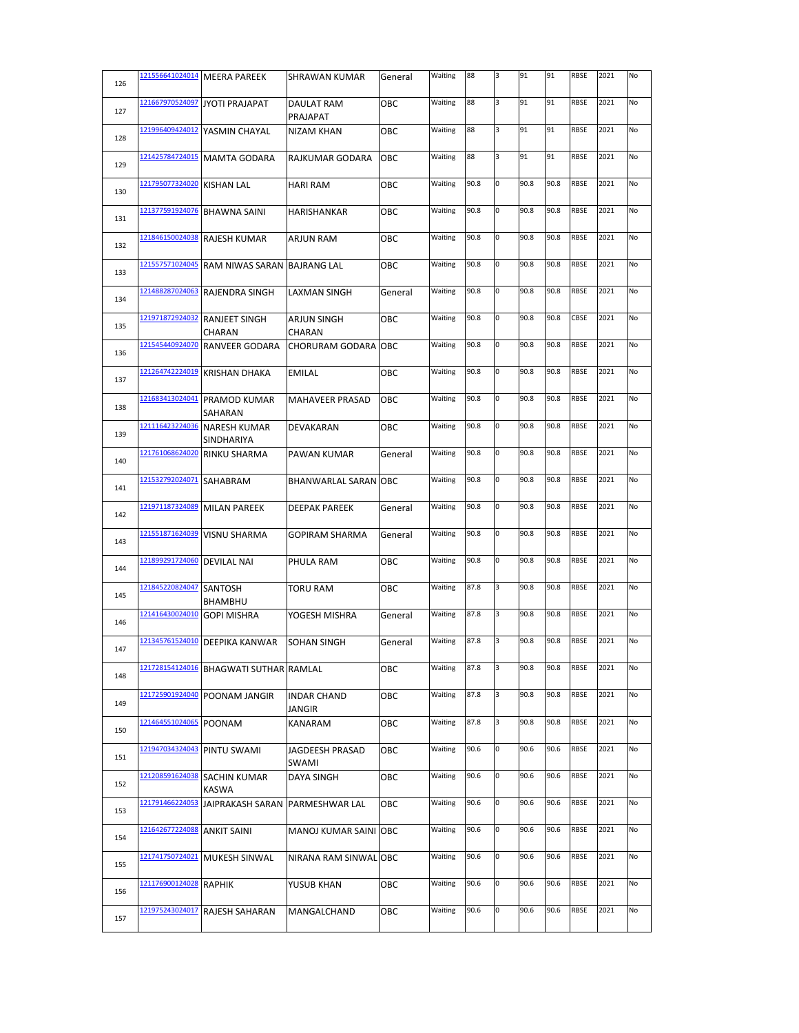| | | | | | | | | | | | | | |
|---|---|---|---|---|---|---|---|---|---|---|---|---|---|
| 126 | 121556641024014 | MEERA PAREEK | SHRAWAN KUMAR | General | Waiting | 88 | 3 | 91 | 91 | RBSE | 2021 | No |
| 127 | 121667970524097 | JYOTI PRAJAPAT | DAULAT RAM PRAJAPAT | OBC | Waiting | 88 | 3 | 91 | 91 | RBSE | 2021 | No |
| 128 | 121996409424012 | YASMIN CHAYAL | NIZAM KHAN | OBC | Waiting | 88 | 3 | 91 | 91 | RBSE | 2021 | No |
| 129 | 121425784724015 | MAMTA GODARA | RAJKUMAR GODARA | OBC | Waiting | 88 | 3 | 91 | 91 | RBSE | 2021 | No |
| 130 | 121795077324020 | KISHAN LAL | HARI RAM | OBC | Waiting | 90.8 | 0 | 90.8 | 90.8 | RBSE | 2021 | No |
| 131 | 121377591924076 | BHAWNA SAINI | HARISHANKAR | OBC | Waiting | 90.8 | 0 | 90.8 | 90.8 | RBSE | 2021 | No |
| 132 | 121846150024038 | RAJESH KUMAR | ARJUN RAM | OBC | Waiting | 90.8 | 0 | 90.8 | 90.8 | RBSE | 2021 | No |
| 133 | 121557571024045 | RAM NIWAS SARAN | BAJRANG LAL | OBC | Waiting | 90.8 | 0 | 90.8 | 90.8 | RBSE | 2021 | No |
| 134 | 121488287024063 | RAJENDRA SINGH | LAXMAN SINGH | General | Waiting | 90.8 | 0 | 90.8 | 90.8 | RBSE | 2021 | No |
| 135 | 121971872924032 | RANJEET SINGH CHARAN | ARJUN SINGH CHARAN | OBC | Waiting | 90.8 | 0 | 90.8 | 90.8 | CBSE | 2021 | No |
| 136 | 121545440924070 | RANVEER GODARA | CHORURAM GODARA | OBC | Waiting | 90.8 | 0 | 90.8 | 90.8 | RBSE | 2021 | No |
| 137 | 121264742224019 | KRISHAN DHAKA | EMILAL | OBC | Waiting | 90.8 | 0 | 90.8 | 90.8 | RBSE | 2021 | No |
| 138 | 121683413024041 | PRAMOD KUMAR SAHARAN | MAHAVEER PRASAD | OBC | Waiting | 90.8 | 0 | 90.8 | 90.8 | RBSE | 2021 | No |
| 139 | 121116423224036 | NARESH KUMAR SINDHARIYA | DEVAKARAN | OBC | Waiting | 90.8 | 0 | 90.8 | 90.8 | RBSE | 2021 | No |
| 140 | 121761068624020 | RINKU SHARMA | PAWAN KUMAR | General | Waiting | 90.8 | 0 | 90.8 | 90.8 | RBSE | 2021 | No |
| 141 | 121532792024071 | SAHABRAM | BHANWARLAL SARAN | OBC | Waiting | 90.8 | 0 | 90.8 | 90.8 | RBSE | 2021 | No |
| 142 | 121971187324089 | MILAN PAREEK | DEEPAK PAREEK | General | Waiting | 90.8 | 0 | 90.8 | 90.8 | RBSE | 2021 | No |
| 143 | 121551871624039 | VISNU SHARMA | GOPIRAM SHARMA | General | Waiting | 90.8 | 0 | 90.8 | 90.8 | RBSE | 2021 | No |
| 144 | 121899291724060 | DEVILAL NAI | PHULA RAM | OBC | Waiting | 90.8 | 0 | 90.8 | 90.8 | RBSE | 2021 | No |
| 145 | 121845220824047 | SANTOSH BHAMBHU | TORU RAM | OBC | Waiting | 87.8 | 3 | 90.8 | 90.8 | RBSE | 2021 | No |
| 146 | 121416430024010 | GOPI MISHRA | YOGESH MISHRA | General | Waiting | 87.8 | 3 | 90.8 | 90.8 | RBSE | 2021 | No |
| 147 | 121345761524010 | DEEPIKA KANWAR | SOHAN SINGH | General | Waiting | 87.8 | 3 | 90.8 | 90.8 | RBSE | 2021 | No |
| 148 | 121728154124016 | BHAGWATI SUTHAR | RAMLAL | OBC | Waiting | 87.8 | 3 | 90.8 | 90.8 | RBSE | 2021 | No |
| 149 | 121725901924040 | POONAM JANGIR | INDAR CHAND JANGIR | OBC | Waiting | 87.8 | 3 | 90.8 | 90.8 | RBSE | 2021 | No |
| 150 | 121464551024065 | POONAM | KANARAM | OBC | Waiting | 87.8 | 3 | 90.8 | 90.8 | RBSE | 2021 | No |
| 151 | 121947034324043 | PINTU SWAMI | JAGDEESH PRASAD SWAMI | OBC | Waiting | 90.6 | 0 | 90.6 | 90.6 | RBSE | 2021 | No |
| 152 | 121208591624038 | SACHIN KUMAR KASWA | DAYA SINGH | OBC | Waiting | 90.6 | 0 | 90.6 | 90.6 | RBSE | 2021 | No |
| 153 | 121791466224053 | JAIPRAKASH SARAN | PARMESHWAR LAL | OBC | Waiting | 90.6 | 0 | 90.6 | 90.6 | RBSE | 2021 | No |
| 154 | 121642677224088 | ANKIT SAINI | MANOJ KUMAR SAINI | OBC | Waiting | 90.6 | 0 | 90.6 | 90.6 | RBSE | 2021 | No |
| 155 | 121741750724021 | MUKESH SINWAL | NIRANA RAM SINWAL | OBC | Waiting | 90.6 | 0 | 90.6 | 90.6 | RBSE | 2021 | No |
| 156 | 121176900124028 | RAPHIK | YUSUB KHAN | OBC | Waiting | 90.6 | 0 | 90.6 | 90.6 | RBSE | 2021 | No |
| 157 | 121975243024017 | RAJESH SAHARAN | MANGALCHAND | OBC | Waiting | 90.6 | 0 | 90.6 | 90.6 | RBSE | 2021 | No |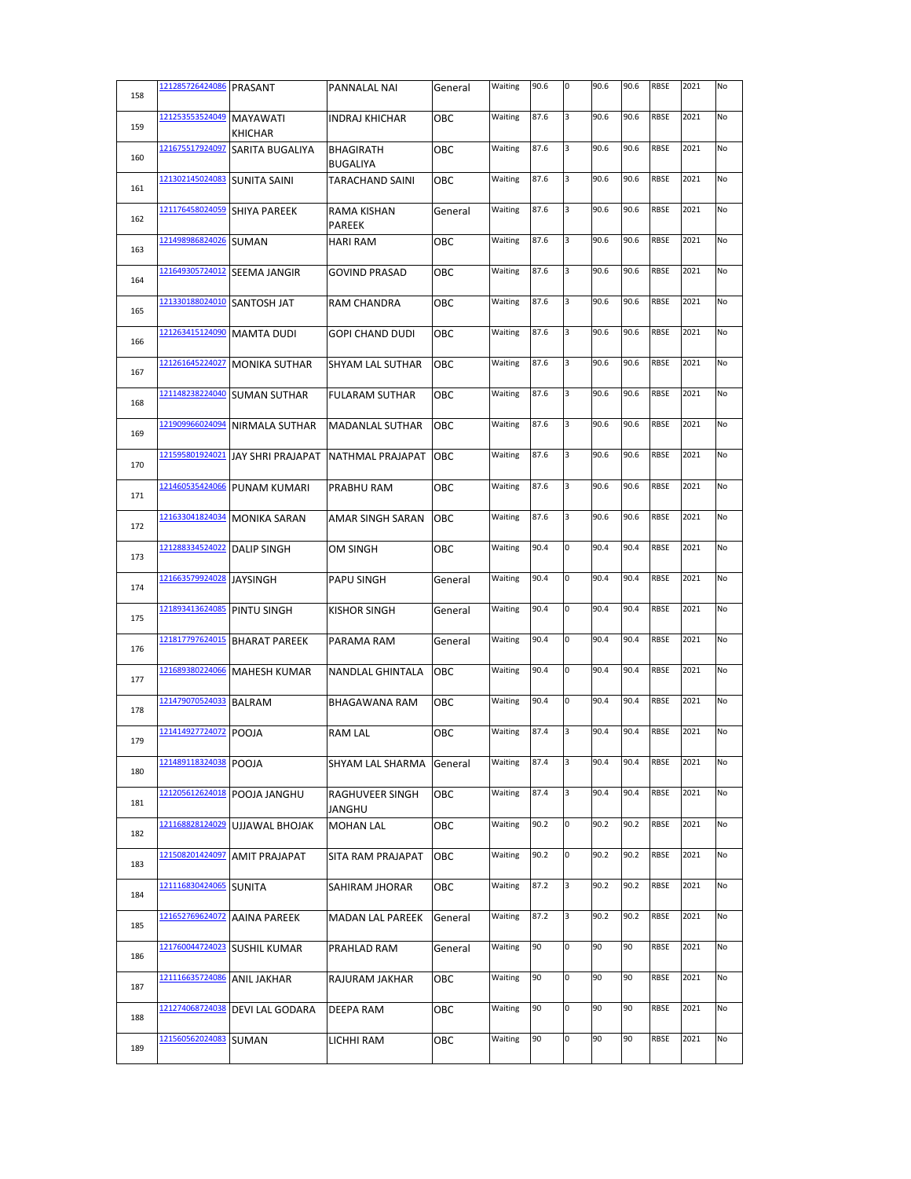| 158 | 121285726424086 | PRASANT | PANNALAL NAI | General | Waiting | 90.6 | 0 | 90.6 | 90.6 | RBSE | 2021 | No |
|---|---|---|---|---|---|---|---|---|---|---|---|---|
| 159 | 121253553524049 | MAYAWATI KHICHAR | INDRAJ KHICHAR | OBC | Waiting | 87.6 | 3 | 90.6 | 90.6 | RBSE | 2021 | No |
| 160 | 121675517924097 | SARITA BUGALIYA | BHAGIRATH BUGALIYA | OBC | Waiting | 87.6 | 3 | 90.6 | 90.6 | RBSE | 2021 | No |
| 161 | 121302145024083 | SUNITA SAINI | TARACHAND SAINI | OBC | Waiting | 87.6 | 3 | 90.6 | 90.6 | RBSE | 2021 | No |
| 162 | 121176458024059 | SHIYA PAREEK | RAMA KISHAN PAREEK | General | Waiting | 87.6 | 3 | 90.6 | 90.6 | RBSE | 2021 | No |
| 163 | 121498986824026 | SUMAN | HARI RAM | OBC | Waiting | 87.6 | 3 | 90.6 | 90.6 | RBSE | 2021 | No |
| 164 | 121649305724012 | SEEMA JANGIR | GOVIND PRASAD | OBC | Waiting | 87.6 | 3 | 90.6 | 90.6 | RBSE | 2021 | No |
| 165 | 121330188024010 | SANTOSH JAT | RAM CHANDRA | OBC | Waiting | 87.6 | 3 | 90.6 | 90.6 | RBSE | 2021 | No |
| 166 | 121263415124090 | MAMTA DUDI | GOPI CHAND DUDI | OBC | Waiting | 87.6 | 3 | 90.6 | 90.6 | RBSE | 2021 | No |
| 167 | 121261645224027 | MONIKA SUTHAR | SHYAM LAL SUTHAR | OBC | Waiting | 87.6 | 3 | 90.6 | 90.6 | RBSE | 2021 | No |
| 168 | 121148238224040 | SUMAN SUTHAR | FULARAM SUTHAR | OBC | Waiting | 87.6 | 3 | 90.6 | 90.6 | RBSE | 2021 | No |
| 169 | 121909966024094 | NIRMALA SUTHAR | MADANLAL SUTHAR | OBC | Waiting | 87.6 | 3 | 90.6 | 90.6 | RBSE | 2021 | No |
| 170 | 121595801924021 | JAY SHRI PRAJAPAT | NATHMAL PRAJAPAT | OBC | Waiting | 87.6 | 3 | 90.6 | 90.6 | RBSE | 2021 | No |
| 171 | 121460535424066 | PUNAM KUMARI | PRABHU RAM | OBC | Waiting | 87.6 | 3 | 90.6 | 90.6 | RBSE | 2021 | No |
| 172 | 121633041824034 | MONIKA SARAN | AMAR SINGH SARAN | OBC | Waiting | 87.6 | 3 | 90.6 | 90.6 | RBSE | 2021 | No |
| 173 | 121288334524022 | DALIP SINGH | OM SINGH | OBC | Waiting | 90.4 | 0 | 90.4 | 90.4 | RBSE | 2021 | No |
| 174 | 121663579924028 | JAYSINGH | PAPU SINGH | General | Waiting | 90.4 | 0 | 90.4 | 90.4 | RBSE | 2021 | No |
| 175 | 121893413624085 | PINTU SINGH | KISHOR SINGH | General | Waiting | 90.4 | 0 | 90.4 | 90.4 | RBSE | 2021 | No |
| 176 | 121817797624015 | BHARAT PAREEK | PARAMA RAM | General | Waiting | 90.4 | 0 | 90.4 | 90.4 | RBSE | 2021 | No |
| 177 | 121689380224066 | MAHESH KUMAR | NANDLAL GHINTALA | OBC | Waiting | 90.4 | 0 | 90.4 | 90.4 | RBSE | 2021 | No |
| 178 | 121479070524033 | BALRAM | BHAGAWANA RAM | OBC | Waiting | 90.4 | 0 | 90.4 | 90.4 | RBSE | 2021 | No |
| 179 | 121414927724072 | POOJA | RAM LAL | OBC | Waiting | 87.4 | 3 | 90.4 | 90.4 | RBSE | 2021 | No |
| 180 | 121489118324038 | POOJA | SHYAM LAL SHARMA | General | Waiting | 87.4 | 3 | 90.4 | 90.4 | RBSE | 2021 | No |
| 181 | 121205612624018 | POOJA JANGHU | RAGHUVEER SINGH JANGHU | OBC | Waiting | 87.4 | 3 | 90.4 | 90.4 | RBSE | 2021 | No |
| 182 | 121168828124029 | UJJAWAL BHOJAK | MOHAN LAL | OBC | Waiting | 90.2 | 0 | 90.2 | 90.2 | RBSE | 2021 | No |
| 183 | 121508201424097 | AMIT PRAJAPAT | SITA RAM PRAJAPAT | OBC | Waiting | 90.2 | 0 | 90.2 | 90.2 | RBSE | 2021 | No |
| 184 | 121116830424065 | SUNITA | SAHIRAM JHORAR | OBC | Waiting | 87.2 | 3 | 90.2 | 90.2 | RBSE | 2021 | No |
| 185 | 121652769624072 | AAINA PAREEK | MADAN LAL PAREEK | General | Waiting | 87.2 | 3 | 90.2 | 90.2 | RBSE | 2021 | No |
| 186 | 121760044724023 | SUSHIL KUMAR | PRAHLAD RAM | General | Waiting | 90 | 0 | 90 | 90 | RBSE | 2021 | No |
| 187 | 121116635724086 | ANIL JAKHAR | RAJURAM JAKHAR | OBC | Waiting | 90 | 0 | 90 | 90 | RBSE | 2021 | No |
| 188 | 121274068724038 | DEVI LAL GODARA | DEEPA RAM | OBC | Waiting | 90 | 0 | 90 | 90 | RBSE | 2021 | No |
| 189 | 121560562024083 | SUMAN | LICHHI RAM | OBC | Waiting | 90 | 0 | 90 | 90 | RBSE | 2021 | No |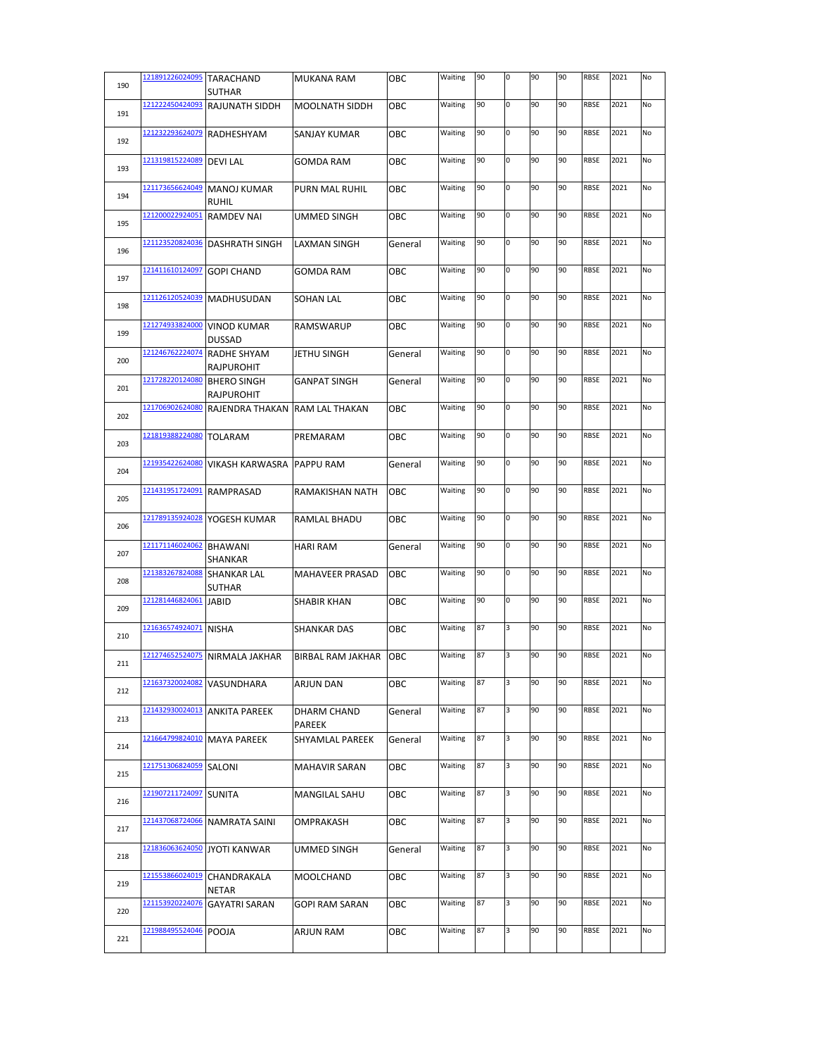| 190 | 121891226024095 | TARACHAND SUTHAR | MUKANA RAM | OBC | Waiting | 90 | 0 | 90 | 90 | RBSE | 2021 | No |
|---|---|---|---|---|---|---|---|---|---|---|---|---|
| 191 | 121222450424093 | RAJUNATH SIDDH | MOOLNATH SIDDH | OBC | Waiting | 90 | 0 | 90 | 90 | RBSE | 2021 | No |
| 192 | 121232293624079 | RADHESHYAM | SANJAY KUMAR | OBC | Waiting | 90 | 0 | 90 | 90 | RBSE | 2021 | No |
| 193 | 121319815224089 | DEVI LAL | GOMDA RAM | OBC | Waiting | 90 | 0 | 90 | 90 | RBSE | 2021 | No |
| 194 | 121173656624049 | MANOJ KUMAR RUHIL | PURN MAL RUHIL | OBC | Waiting | 90 | 0 | 90 | 90 | RBSE | 2021 | No |
| 195 | 121200022924051 | RAMDEV NAI | UMMED SINGH | OBC | Waiting | 90 | 0 | 90 | 90 | RBSE | 2021 | No |
| 196 | 121123520824036 | DASHRATH SINGH | LAXMAN SINGH | General | Waiting | 90 | 0 | 90 | 90 | RBSE | 2021 | No |
| 197 | 121411610124097 | GOPI CHAND | GOMDA RAM | OBC | Waiting | 90 | 0 | 90 | 90 | RBSE | 2021 | No |
| 198 | 121126120524039 | MADHUSUDAN | SOHAN LAL | OBC | Waiting | 90 | 0 | 90 | 90 | RBSE | 2021 | No |
| 199 | 121274933824000 | VINOD KUMAR DUSSAD | RAMSWARUP | OBC | Waiting | 90 | 0 | 90 | 90 | RBSE | 2021 | No |
| 200 | 121246762224074 | RADHE SHYAM RAJPUROHIT | JETHU SINGH | General | Waiting | 90 | 0 | 90 | 90 | RBSE | 2021 | No |
| 201 | 121728220124080 | BHERO SINGH RAJPUROHIT | GANPAT SINGH | General | Waiting | 90 | 0 | 90 | 90 | RBSE | 2021 | No |
| 202 | 121706902624080 | RAJENDRA THAKAN | RAM LAL THAKAN | OBC | Waiting | 90 | 0 | 90 | 90 | RBSE | 2021 | No |
| 203 | 121819388224080 | TOLARAM | PREMARAM | OBC | Waiting | 90 | 0 | 90 | 90 | RBSE | 2021 | No |
| 204 | 121935422624080 | VIKASH KARWASRA | PAPPU RAM | General | Waiting | 90 | 0 | 90 | 90 | RBSE | 2021 | No |
| 205 | 121431951724091 | RAMPRASAD | RAMAKISHAN NATH | OBC | Waiting | 90 | 0 | 90 | 90 | RBSE | 2021 | No |
| 206 | 121789135924028 | YOGESH KUMAR | RAMLAL BHADU | OBC | Waiting | 90 | 0 | 90 | 90 | RBSE | 2021 | No |
| 207 | 121171146024062 | BHAWANI SHANKAR | HARI RAM | General | Waiting | 90 | 0 | 90 | 90 | RBSE | 2021 | No |
| 208 | 121383267824088 | SHANKAR LAL SUTHAR | MAHAVEER PRASAD | OBC | Waiting | 90 | 0 | 90 | 90 | RBSE | 2021 | No |
| 209 | 121281446824061 | JABID | SHABIR KHAN | OBC | Waiting | 90 | 0 | 90 | 90 | RBSE | 2021 | No |
| 210 | 121636574924071 | NISHA | SHANKAR DAS | OBC | Waiting | 87 | 3 | 90 | 90 | RBSE | 2021 | No |
| 211 | 121274652524075 | NIRMALA JAKHAR | BIRBAL RAM JAKHAR | OBC | Waiting | 87 | 3 | 90 | 90 | RBSE | 2021 | No |
| 212 | 121637320024082 | VASUNDHARA | ARJUN DAN | OBC | Waiting | 87 | 3 | 90 | 90 | RBSE | 2021 | No |
| 213 | 121432930024013 | ANKITA PAREEK | DHARM CHAND PAREEK | General | Waiting | 87 | 3 | 90 | 90 | RBSE | 2021 | No |
| 214 | 121664799824010 | MAYA PAREEK | SHYAMLAL PAREEK | General | Waiting | 87 | 3 | 90 | 90 | RBSE | 2021 | No |
| 215 | 121751306824059 | SALONI | MAHAVIR SARAN | OBC | Waiting | 87 | 3 | 90 | 90 | RBSE | 2021 | No |
| 216 | 121907211724097 | SUNITA | MANGILAL SAHU | OBC | Waiting | 87 | 3 | 90 | 90 | RBSE | 2021 | No |
| 217 | 121437068724066 | NAMRATA SAINI | OMPRAKASH | OBC | Waiting | 87 | 3 | 90 | 90 | RBSE | 2021 | No |
| 218 | 121836063624050 | JYOTI KANWAR | UMMED SINGH | General | Waiting | 87 | 3 | 90 | 90 | RBSE | 2021 | No |
| 219 | 121553866024019 | CHANDRAKALA NETAR | MOOLCHAND | OBC | Waiting | 87 | 3 | 90 | 90 | RBSE | 2021 | No |
| 220 | 121153920224076 | GAYATRI SARAN | GOPI RAM SARAN | OBC | Waiting | 87 | 3 | 90 | 90 | RBSE | 2021 | No |
| 221 | 121988495524046 | POOJA | ARJUN RAM | OBC | Waiting | 87 | 3 | 90 | 90 | RBSE | 2021 | No |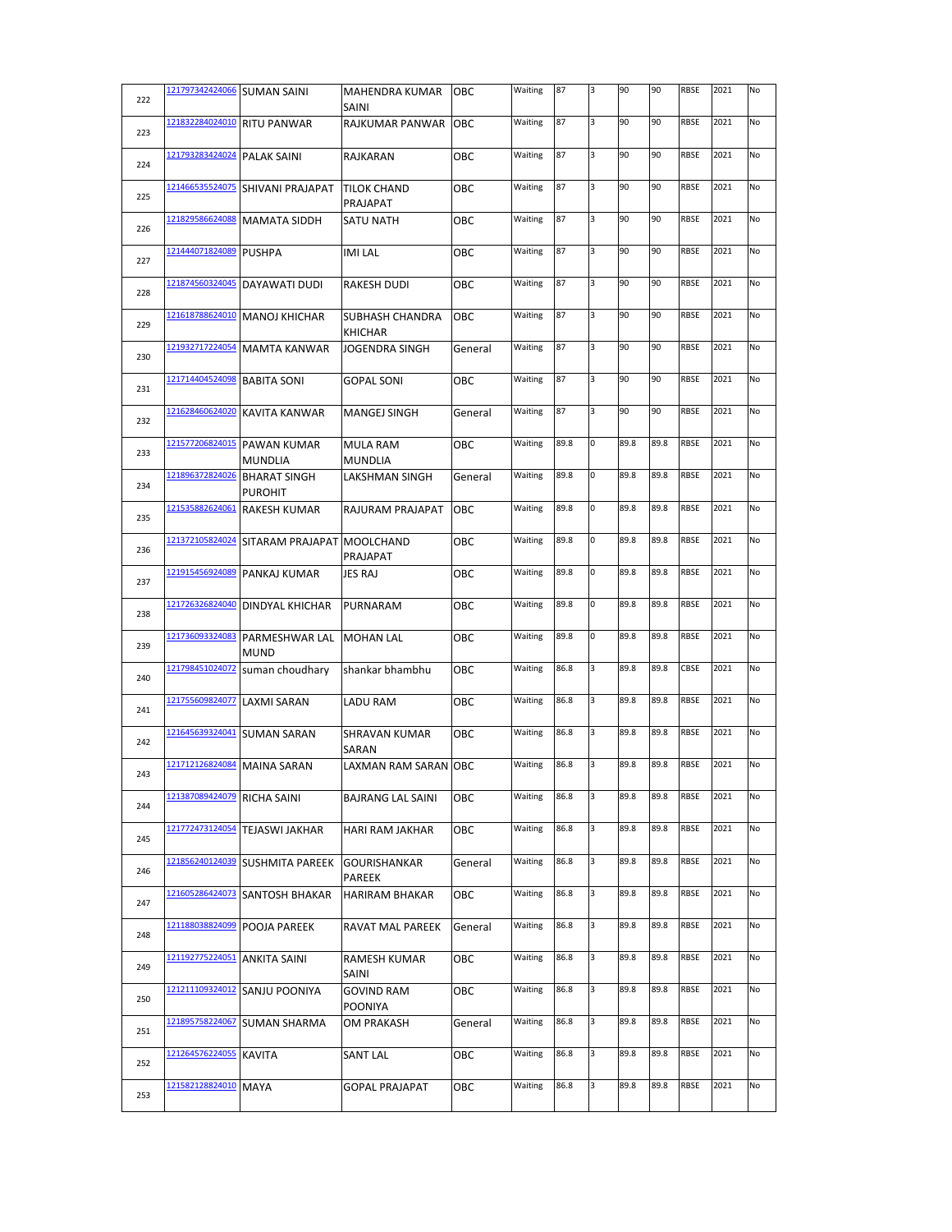| | | | | | | | | | | | | |
|---|---|---|---|---|---|---|---|---|---|---|---|---|
| 222 | 121797342424066 | SUMAN SAINI | MAHENDRA KUMAR SAINI | OBC | Waiting | 87 | 3 | 90 | 90 | RBSE | 2021 | No |
| 223 | 121832284024010 | RITU PANWAR | RAJKUMAR PANWAR | OBC | Waiting | 87 | 3 | 90 | 90 | RBSE | 2021 | No |
| 224 | 121793283424024 | PALAK SAINI | RAJKARAN | OBC | Waiting | 87 | 3 | 90 | 90 | RBSE | 2021 | No |
| 225 | 121466535524075 | SHIVANI PRAJAPAT | TILOK CHAND PRAJAPAT | OBC | Waiting | 87 | 3 | 90 | 90 | RBSE | 2021 | No |
| 226 | 121829586624088 | MAMATA SIDDH | SATU NATH | OBC | Waiting | 87 | 3 | 90 | 90 | RBSE | 2021 | No |
| 227 | 121444071824089 | PUSHPA | IMI LAL | OBC | Waiting | 87 | 3 | 90 | 90 | RBSE | 2021 | No |
| 228 | 121874560324045 | DAYAWATI DUDI | RAKESH DUDI | OBC | Waiting | 87 | 3 | 90 | 90 | RBSE | 2021 | No |
| 229 | 121618788624010 | MANOJ KHICHAR | SUBHASH CHANDRA KHICHAR | OBC | Waiting | 87 | 3 | 90 | 90 | RBSE | 2021 | No |
| 230 | 121932717224054 | MAMTA KANWAR | JOGENDRA SINGH | General | Waiting | 87 | 3 | 90 | 90 | RBSE | 2021 | No |
| 231 | 121714404524098 | BABITA SONI | GOPAL SONI | OBC | Waiting | 87 | 3 | 90 | 90 | RBSE | 2021 | No |
| 232 | 121628460624020 | KAVITA KANWAR | MANGEJ SINGH | General | Waiting | 87 | 3 | 90 | 90 | RBSE | 2021 | No |
| 233 | 121577206824015 | PAWAN KUMAR MUNDLIA | MULA RAM MUNDLIA | OBC | Waiting | 89.8 | 0 | 89.8 | 89.8 | RBSE | 2021 | No |
| 234 | 121896372824026 | BHARAT SINGH PUROHIT | LAKSHMAN SINGH | General | Waiting | 89.8 | 0 | 89.8 | 89.8 | RBSE | 2021 | No |
| 235 | 121535882624061 | RAKESH KUMAR | RAJURAM PRAJAPAT | OBC | Waiting | 89.8 | 0 | 89.8 | 89.8 | RBSE | 2021 | No |
| 236 | 121372105824024 | SITARAM PRAJAPAT | MOOLCHAND PRAJAPAT | OBC | Waiting | 89.8 | 0 | 89.8 | 89.8 | RBSE | 2021 | No |
| 237 | 121915456924089 | PANKAJ KUMAR | JES RAJ | OBC | Waiting | 89.8 | 0 | 89.8 | 89.8 | RBSE | 2021 | No |
| 238 | 121726326824040 | DINDYAL KHICHAR | PURNARAM | OBC | Waiting | 89.8 | 0 | 89.8 | 89.8 | RBSE | 2021 | No |
| 239 | 121736093324083 | PARMESHWAR LAL MUND | MOHAN LAL | OBC | Waiting | 89.8 | 0 | 89.8 | 89.8 | RBSE | 2021 | No |
| 240 | 121798451024072 | suman choudhary | shankar bhambhu | OBC | Waiting | 86.8 | 3 | 89.8 | 89.8 | CBSE | 2021 | No |
| 241 | 121755609824077 | LAXMI SARAN | LADU RAM | OBC | Waiting | 86.8 | 3 | 89.8 | 89.8 | RBSE | 2021 | No |
| 242 | 121645639324041 | SUMAN SARAN | SHRAVAN KUMAR SARAN | OBC | Waiting | 86.8 | 3 | 89.8 | 89.8 | RBSE | 2021 | No |
| 243 | 121712126824084 | MAINA SARAN | LAXMAN RAM SARAN | OBC | Waiting | 86.8 | 3 | 89.8 | 89.8 | RBSE | 2021 | No |
| 244 | 121387089424079 | RICHA SAINI | BAJRANG LAL SAINI | OBC | Waiting | 86.8 | 3 | 89.8 | 89.8 | RBSE | 2021 | No |
| 245 | 121772473124054 | TEJASWI JAKHAR | HARI RAM JAKHAR | OBC | Waiting | 86.8 | 3 | 89.8 | 89.8 | RBSE | 2021 | No |
| 246 | 121856240124039 | SUSHMITA PAREEK | GOURISHANKAR PAREEK | General | Waiting | 86.8 | 3 | 89.8 | 89.8 | RBSE | 2021 | No |
| 247 | 121605286424073 | SANTOSH BHAKAR | HARIRAM BHAKAR | OBC | Waiting | 86.8 | 3 | 89.8 | 89.8 | RBSE | 2021 | No |
| 248 | 121188038824099 | POOJA PAREEK | RAVAT MAL PAREEK | General | Waiting | 86.8 | 3 | 89.8 | 89.8 | RBSE | 2021 | No |
| 249 | 121192775224051 | ANKITA SAINI | RAMESH KUMAR SAINI | OBC | Waiting | 86.8 | 3 | 89.8 | 89.8 | RBSE | 2021 | No |
| 250 | 121211109324012 | SANJU POONIYA | GOVIND RAM POONIYA | OBC | Waiting | 86.8 | 3 | 89.8 | 89.8 | RBSE | 2021 | No |
| 251 | 121895758224067 | SUMAN SHARMA | OM PRAKASH | General | Waiting | 86.8 | 3 | 89.8 | 89.8 | RBSE | 2021 | No |
| 252 | 121264576224055 | KAVITA | SANT LAL | OBC | Waiting | 86.8 | 3 | 89.8 | 89.8 | RBSE | 2021 | No |
| 253 | 121582128824010 | MAYA | GOPAL PRAJAPAT | OBC | Waiting | 86.8 | 3 | 89.8 | 89.8 | RBSE | 2021 | No |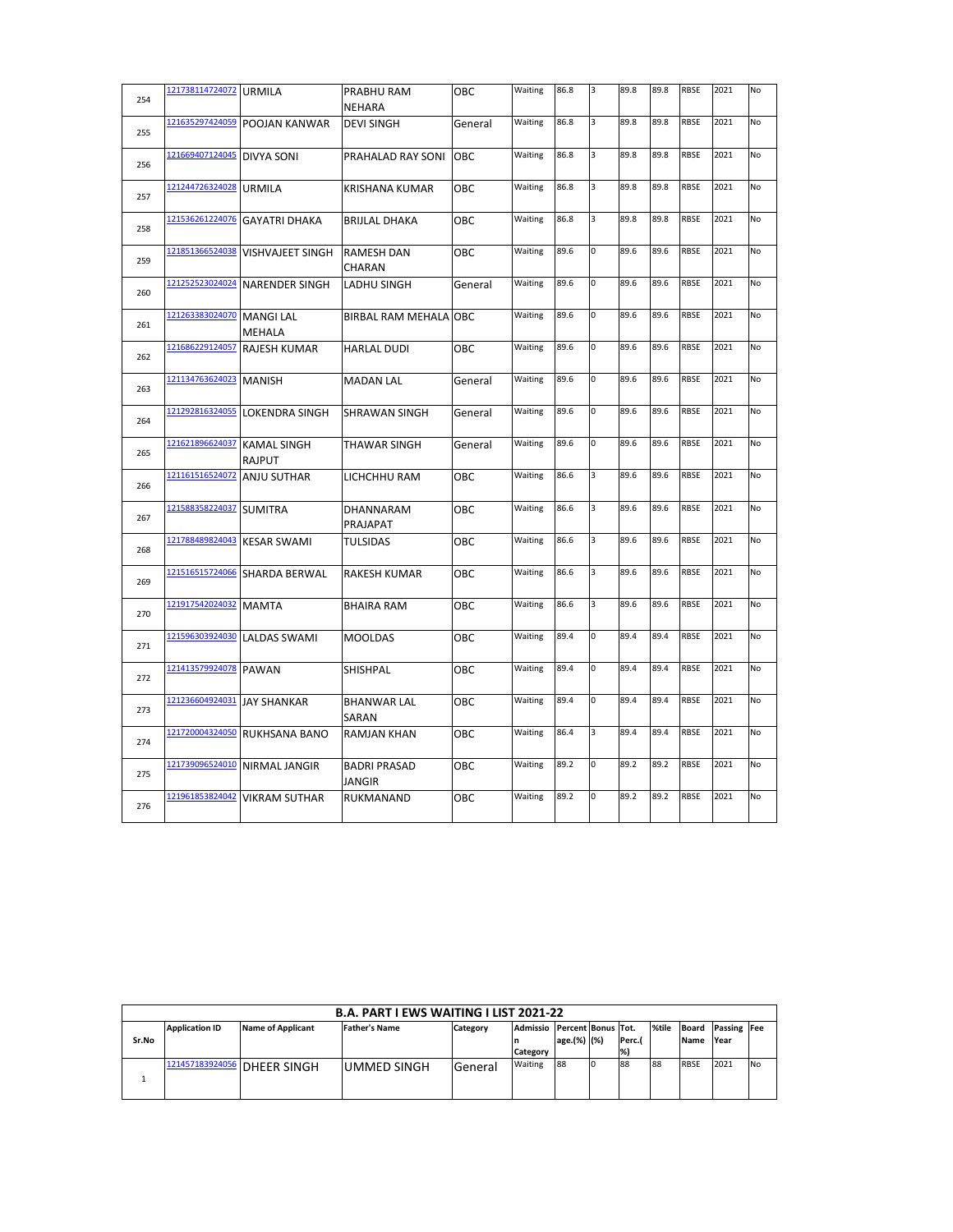| 254 | 121738114724072 | URMILA | PRABHU RAM NEHARA | OBC | Waiting | 86.8 | 3 | 89.8 | 89.8 | RBSE | 2021 | No |
|---|---|---|---|---|---|---|---|---|---|---|---|---|
| 255 | 121635297424059 | POOJAN KANWAR | DEVI SINGH | General | Waiting | 86.8 | 3 | 89.8 | 89.8 | RBSE | 2021 | No |
| 256 | 121669407124045 | DIVYA SONI | PRAHALAD RAY SONI | OBC | Waiting | 86.8 | 3 | 89.8 | 89.8 | RBSE | 2021 | No |
| 257 | 121244726324028 | URMILA | KRISHANA KUMAR | OBC | Waiting | 86.8 | 3 | 89.8 | 89.8 | RBSE | 2021 | No |
| 258 | 121536261224076 | GAYATRI DHAKA | BRIJLAL DHAKA | OBC | Waiting | 86.8 | 3 | 89.8 | 89.8 | RBSE | 2021 | No |
| 259 | 121851366524038 | VISHVAJEET SINGH | RAMESH DAN CHARAN | OBC | Waiting | 89.6 | 0 | 89.6 | 89.6 | RBSE | 2021 | No |
| 260 | 121252523024024 | NARENDER SINGH | LADHU SINGH | General | Waiting | 89.6 | 0 | 89.6 | 89.6 | RBSE | 2021 | No |
| 261 | 121263383024070 | MANGI LAL MEHALA | BIRBAL RAM MEHALA | OBC | Waiting | 89.6 | 0 | 89.6 | 89.6 | RBSE | 2021 | No |
| 262 | 121686229124057 | RAJESH KUMAR | HARLAL DUDI | OBC | Waiting | 89.6 | 0 | 89.6 | 89.6 | RBSE | 2021 | No |
| 263 | 121134763624023 | MANISH | MADAN LAL | General | Waiting | 89.6 | 0 | 89.6 | 89.6 | RBSE | 2021 | No |
| 264 | 121292816324055 | LOKENDRA SINGH | SHRAWAN SINGH | General | Waiting | 89.6 | 0 | 89.6 | 89.6 | RBSE | 2021 | No |
| 265 | 121621896624037 | KAMAL SINGH RAJPUT | THAWAR SINGH | General | Waiting | 89.6 | 0 | 89.6 | 89.6 | RBSE | 2021 | No |
| 266 | 121161516524072 | ANJU SUTHAR | LICHCHHU RAM | OBC | Waiting | 86.6 | 3 | 89.6 | 89.6 | RBSE | 2021 | No |
| 267 | 121588358224037 | SUMITRA | DHANNARAM PRAJAPAT | OBC | Waiting | 86.6 | 3 | 89.6 | 89.6 | RBSE | 2021 | No |
| 268 | 121788489824043 | KESAR SWAMI | TULSIDAS | OBC | Waiting | 86.6 | 3 | 89.6 | 89.6 | RBSE | 2021 | No |
| 269 | 121516515724066 | SHARDA BERWAL | RAKESH KUMAR | OBC | Waiting | 86.6 | 3 | 89.6 | 89.6 | RBSE | 2021 | No |
| 270 | 121917542024032 | MAMTA | BHAIRA RAM | OBC | Waiting | 86.6 | 3 | 89.6 | 89.6 | RBSE | 2021 | No |
| 271 | 121596303924030 | LALDAS SWAMI | MOOLDAS | OBC | Waiting | 89.4 | 0 | 89.4 | 89.4 | RBSE | 2021 | No |
| 272 | 121413579924078 | PAWAN | SHISHPAL | OBC | Waiting | 89.4 | 0 | 89.4 | 89.4 | RBSE | 2021 | No |
| 273 | 121236604924031 | JAY SHANKAR | BHANWAR LAL SARAN | OBC | Waiting | 89.4 | 0 | 89.4 | 89.4 | RBSE | 2021 | No |
| 274 | 121720004324050 | RUKHSANA BANO | RAMJAN KHAN | OBC | Waiting | 86.4 | 3 | 89.4 | 89.4 | RBSE | 2021 | No |
| 275 | 121739096524010 | NIRMAL JANGIR | BADRI PRASAD JANGIR | OBC | Waiting | 89.2 | 0 | 89.2 | 89.2 | RBSE | 2021 | No |
| 276 | 121961853824042 | VIKRAM SUTHAR | RUKMANAND | OBC | Waiting | 89.2 | 0 | 89.2 | 89.2 | RBSE | 2021 | No |

## B.A. PART I EWS WAITING I LIST 2021-22

| Sr.No | Application ID | Name of Applicant | Father's Name | Category | Admission Category | Percentage.(%) | Bonus (%) | Tot. Perc.(%) | %tile | Board Name | Passing Year | Fee |
|---|---|---|---|---|---|---|---|---|---|---|---|---|
| 1 | 121457183924056 | DHEER SINGH | UMMED SINGH | General | Waiting | 88 | 0 | 88 | 88 | RBSE | 2021 | No |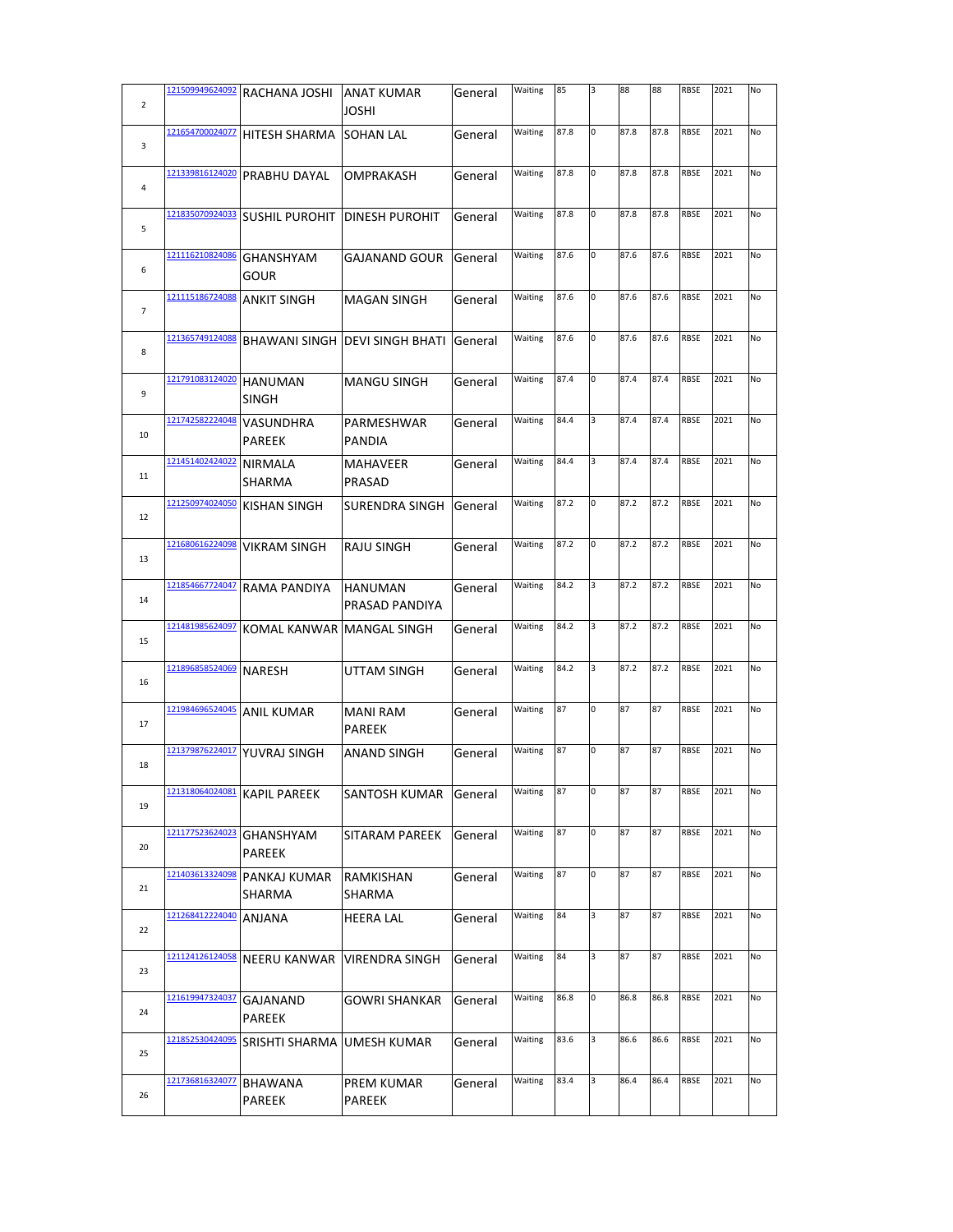| 2 | 121509949624092 | RACHANA JOSHI | ANAT KUMAR JOSHI | General | Waiting | 85 | 3 | 88 | 88 | RBSE | 2021 | No |
|---|---|---|---|---|---|---|---|---|---|---|---|---|
| 3 | 121654700024077 | HITESH SHARMA | SOHAN LAL | General | Waiting | 87.8 | 0 | 87.8 | 87.8 | RBSE | 2021 | No |
| 4 | 121339816124020 | PRABHU DAYAL | OMPRAKASH | General | Waiting | 87.8 | 0 | 87.8 | 87.8 | RBSE | 2021 | No |
| 5 | 121835070924033 | SUSHIL PUROHIT | DINESH PUROHIT | General | Waiting | 87.8 | 0 | 87.8 | 87.8 | RBSE | 2021 | No |
| 6 | 121116210824086 | GHANSHYAM GOUR | GAJANAND GOUR | General | Waiting | 87.6 | 0 | 87.6 | 87.6 | RBSE | 2021 | No |
| 7 | 121115186724088 | ANKIT SINGH | MAGAN SINGH | General | Waiting | 87.6 | 0 | 87.6 | 87.6 | RBSE | 2021 | No |
| 8 | 121365749124088 | BHAWANI SINGH | DEVI SINGH BHATI | General | Waiting | 87.6 | 0 | 87.6 | 87.6 | RBSE | 2021 | No |
| 9 | 121791083124020 | HANUMAN SINGH | MANGU SINGH | General | Waiting | 87.4 | 0 | 87.4 | 87.4 | RBSE | 2021 | No |
| 10 | 121742582224048 | VASUNDHRA PAREEK | PARMESHWAR PANDIA | General | Waiting | 84.4 | 3 | 87.4 | 87.4 | RBSE | 2021 | No |
| 11 | 121451402424022 | NIRMALA SHARMA | MAHAVEER PRASAD | General | Waiting | 84.4 | 3 | 87.4 | 87.4 | RBSE | 2021 | No |
| 12 | 121250974024050 | KISHAN SINGH | SURENDRA SINGH | General | Waiting | 87.2 | 0 | 87.2 | 87.2 | RBSE | 2021 | No |
| 13 | 121680616224098 | VIKRAM SINGH | RAJU SINGH | General | Waiting | 87.2 | 0 | 87.2 | 87.2 | RBSE | 2021 | No |
| 14 | 121854667724047 | RAMA PANDIYA | HANUMAN PRASAD PANDIYA | General | Waiting | 84.2 | 3 | 87.2 | 87.2 | RBSE | 2021 | No |
| 15 | 121481985624097 | KOMAL KANWAR | MANGAL SINGH | General | Waiting | 84.2 | 3 | 87.2 | 87.2 | RBSE | 2021 | No |
| 16 | 121896858524069 | NARESH | UTTAM SINGH | General | Waiting | 84.2 | 3 | 87.2 | 87.2 | RBSE | 2021 | No |
| 17 | 121984696524045 | ANIL KUMAR | MANI RAM PAREEK | General | Waiting | 87 | 0 | 87 | 87 | RBSE | 2021 | No |
| 18 | 121379876224017 | YUVRAJ SINGH | ANAND SINGH | General | Waiting | 87 | 0 | 87 | 87 | RBSE | 2021 | No |
| 19 | 121318064024081 | KAPIL PAREEK | SANTOSH KUMAR | General | Waiting | 87 | 0 | 87 | 87 | RBSE | 2021 | No |
| 20 | 121177523624023 | GHANSHYAM PAREEK | SITARAM PAREEK | General | Waiting | 87 | 0 | 87 | 87 | RBSE | 2021 | No |
| 21 | 121403613324098 | PANKAJ KUMAR SHARMA | RAMKISHAN SHARMA | General | Waiting | 87 | 0 | 87 | 87 | RBSE | 2021 | No |
| 22 | 121268412224040 | ANJANA | HEERA LAL | General | Waiting | 84 | 3 | 87 | 87 | RBSE | 2021 | No |
| 23 | 121124126124058 | NEERU KANWAR | VIRENDRA SINGH | General | Waiting | 84 | 3 | 87 | 87 | RBSE | 2021 | No |
| 24 | 121619947324037 | GAJANAND PAREEK | GOWRI SHANKAR | General | Waiting | 86.8 | 0 | 86.8 | 86.8 | RBSE | 2021 | No |
| 25 | 121852530424095 | SRISHTI SHARMA | UMESH KUMAR | General | Waiting | 83.6 | 3 | 86.6 | 86.6 | RBSE | 2021 | No |
| 26 | 121736816324077 | BHAWANA PAREEK | PREM KUMAR PAREEK | General | Waiting | 83.4 | 3 | 86.4 | 86.4 | RBSE | 2021 | No |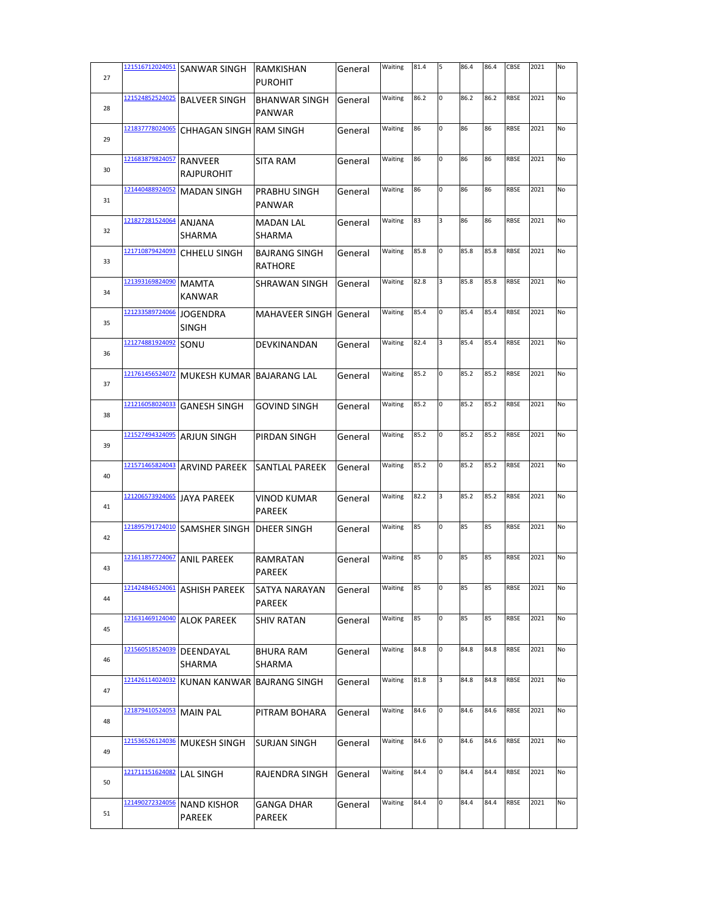| 27 | 121516712024051 | SANWAR SINGH | RAMKISHAN PUROHIT | General | Waiting | 81.4 | 5 | 86.4 | 86.4 | CBSE | 2021 | No |
|---|---|---|---|---|---|---|---|---|---|---|---|---|
| 28 | 121524852524025 | BALVEER SINGH | BHANWAR SINGH PANWAR | General | Waiting | 86.2 | 0 | 86.2 | 86.2 | RBSE | 2021 | No |
| 29 | 121837778024065 | CHHAGAN SINGH | RAM SINGH | General | Waiting | 86 | 0 | 86 | 86 | RBSE | 2021 | No |
| 30 | 121683879824057 | RANVEER RAJPUROHIT | SITA RAM | General | Waiting | 86 | 0 | 86 | 86 | RBSE | 2021 | No |
| 31 | 121440488924052 | MADAN SINGH | PRABHU SINGH PANWAR | General | Waiting | 86 | 0 | 86 | 86 | RBSE | 2021 | No |
| 32 | 121827281524064 | ANJANA SHARMA | MADAN LAL SHARMA | General | Waiting | 83 | 3 | 86 | 86 | RBSE | 2021 | No |
| 33 | 121710879424093 | CHHELU SINGH | BAJRANG SINGH RATHORE | General | Waiting | 85.8 | 0 | 85.8 | 85.8 | RBSE | 2021 | No |
| 34 | 121393169824090 | MAMTA KANWAR | SHRAWAN SINGH | General | Waiting | 82.8 | 3 | 85.8 | 85.8 | RBSE | 2021 | No |
| 35 | 121233589724066 | JOGENDRA SINGH | MAHAVEER SINGH | General | Waiting | 85.4 | 0 | 85.4 | 85.4 | RBSE | 2021 | No |
| 36 | 121274881924092 | SONU | DEVKINANDAN | General | Waiting | 82.4 | 3 | 85.4 | 85.4 | RBSE | 2021 | No |
| 37 | 121761456524072 | MUKESH KUMAR | BAJARANG LAL | General | Waiting | 85.2 | 0 | 85.2 | 85.2 | RBSE | 2021 | No |
| 38 | 121216058024033 | GANESH SINGH | GOVIND SINGH | General | Waiting | 85.2 | 0 | 85.2 | 85.2 | RBSE | 2021 | No |
| 39 | 121527494324095 | ARJUN SINGH | PIRDAN SINGH | General | Waiting | 85.2 | 0 | 85.2 | 85.2 | RBSE | 2021 | No |
| 40 | 121571465824043 | ARVIND PAREEK | SANTLAL PAREEK | General | Waiting | 85.2 | 0 | 85.2 | 85.2 | RBSE | 2021 | No |
| 41 | 121206573924065 | JAYA PAREEK | VINOD KUMAR PAREEK | General | Waiting | 82.2 | 3 | 85.2 | 85.2 | RBSE | 2021 | No |
| 42 | 121895791724010 | SAMSHER SINGH | DHEER SINGH | General | Waiting | 85 | 0 | 85 | 85 | RBSE | 2021 | No |
| 43 | 121611857724067 | ANIL PAREEK | RAMRATAN PAREEK | General | Waiting | 85 | 0 | 85 | 85 | RBSE | 2021 | No |
| 44 | 121424846524061 | ASHISH PAREEK | SATYA NARAYAN PAREEK | General | Waiting | 85 | 0 | 85 | 85 | RBSE | 2021 | No |
| 45 | 121631469124040 | ALOK PAREEK | SHIV RATAN | General | Waiting | 85 | 0 | 85 | 85 | RBSE | 2021 | No |
| 46 | 121560518524039 | DEENDAYAL SHARMA | BHURA RAM SHARMA | General | Waiting | 84.8 | 0 | 84.8 | 84.8 | RBSE | 2021 | No |
| 47 | 121426114024032 | KUNAN KANWAR | BAJRANG SINGH | General | Waiting | 81.8 | 3 | 84.8 | 84.8 | RBSE | 2021 | No |
| 48 | 121879410524053 | MAIN PAL | PITRAM BOHARA | General | Waiting | 84.6 | 0 | 84.6 | 84.6 | RBSE | 2021 | No |
| 49 | 121536526124036 | MUKESH SINGH | SURJAN SINGH | General | Waiting | 84.6 | 0 | 84.6 | 84.6 | RBSE | 2021 | No |
| 50 | 121711151624082 | LAL SINGH | RAJENDRA SINGH | General | Waiting | 84.4 | 0 | 84.4 | 84.4 | RBSE | 2021 | No |
| 51 | 121490272324056 | NAND KISHOR PAREEK | GANGA DHAR PAREEK | General | Waiting | 84.4 | 0 | 84.4 | 84.4 | RBSE | 2021 | No |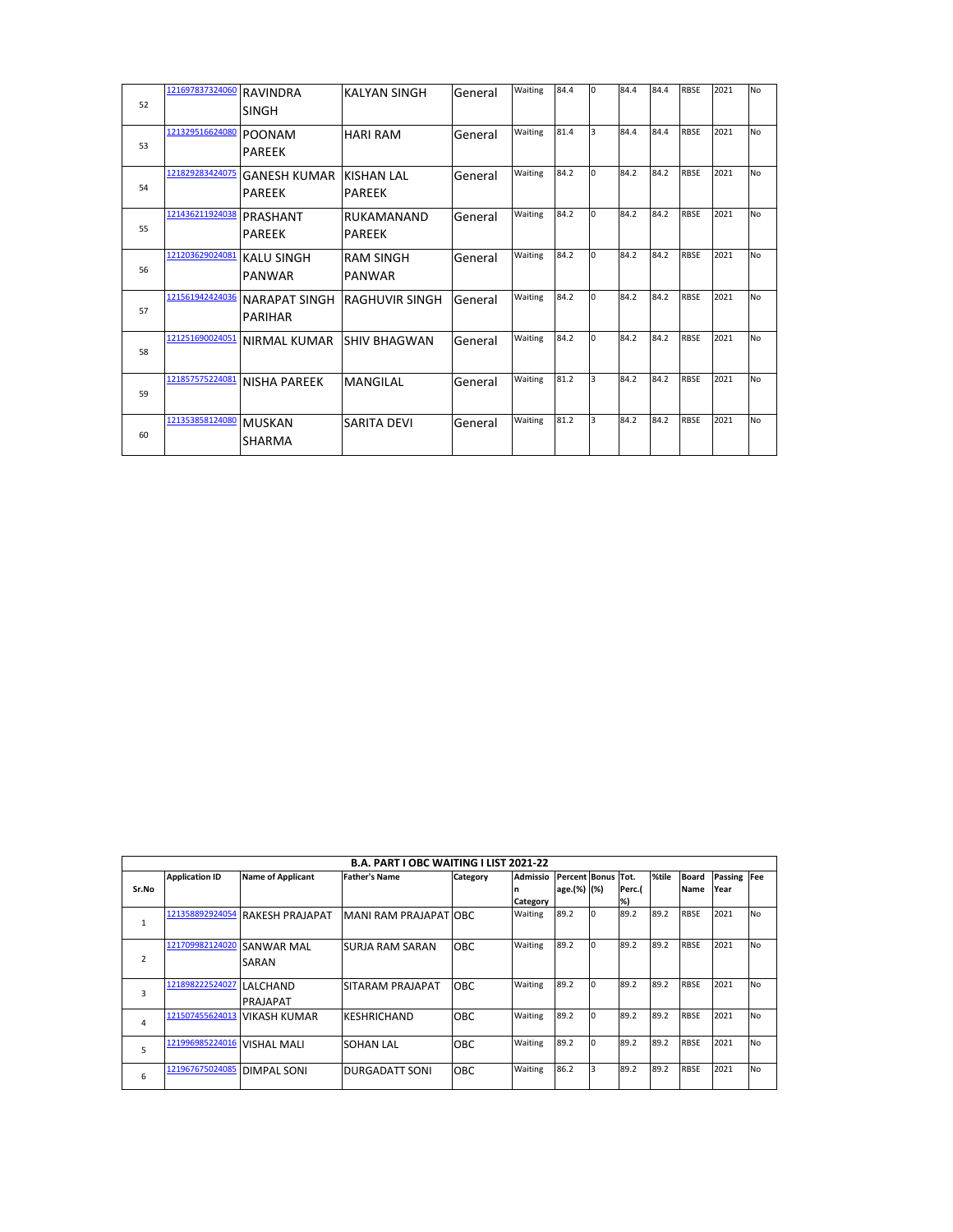| 52 | 121697837324060 | RAVINDRA SINGH | KALYAN SINGH | General | Waiting | 84.4 | 0 | 84.4 | 84.4 | RBSE | 2021 | No |
|---|---|---|---|---|---|---|---|---|---|---|---|---|
| 53 | 121329516624080 | POONAM PAREEK | HARI RAM | General | Waiting | 81.4 | 3 | 84.4 | 84.4 | RBSE | 2021 | No |
| 54 | 121829283424075 | GANESH KUMAR PAREEK | KISHAN LAL PAREEK | General | Waiting | 84.2 | 0 | 84.2 | 84.2 | RBSE | 2021 | No |
| 55 | 121436211924038 | PRASHANT PAREEK | RUKAMANAND PAREEK | General | Waiting | 84.2 | 0 | 84.2 | 84.2 | RBSE | 2021 | No |
| 56 | 121203629024081 | KALU SINGH PANWAR | RAM SINGH PANWAR | General | Waiting | 84.2 | 0 | 84.2 | 84.2 | RBSE | 2021 | No |
| 57 | 121561942424036 | NARAPAT SINGH PARIHAR | RAGHUVIR SINGH | General | Waiting | 84.2 | 0 | 84.2 | 84.2 | RBSE | 2021 | No |
| 58 | 121251690024051 | NIRMAL KUMAR | SHIV BHAGWAN | General | Waiting | 84.2 | 0 | 84.2 | 84.2 | RBSE | 2021 | No |
| 59 | 121857575224081 | NISHA PAREEK | MANGILAL | General | Waiting | 81.2 | 3 | 84.2 | 84.2 | RBSE | 2021 | No |
| 60 | 121353858124080 | MUSKAN SHARMA | SARITA DEVI | General | Waiting | 81.2 | 3 | 84.2 | 84.2 | RBSE | 2021 | No |

**B.A. PART I OBC WAITING I LIST 2021-22**

| Sr.No | Application ID | Name of Applicant | Father's Name | Category | Admission Category | Percentage.(%) | Bonus (%) | Tot. Perc.(%) | %tile | Board Name | Passing Year | Fee |
|---|---|---|---|---|---|---|---|---|---|---|---|---|
| 1 | 121358892924054 | RAKESH PRAJAPAT | MANI RAM PRAJAPAT | OBC | Waiting | 89.2 | 0 | 89.2 | 89.2 | RBSE | 2021 | No |
| 2 | 121709982124020 | SANWAR MAL SARAN | SURJA RAM SARAN | OBC | Waiting | 89.2 | 0 | 89.2 | 89.2 | RBSE | 2021 | No |
| 3 | 121898222524027 | LALCHAND PRAJAPAT | SITARAM PRAJAPAT | OBC | Waiting | 89.2 | 0 | 89.2 | 89.2 | RBSE | 2021 | No |
| 4 | 121507455624013 | VIKASH KUMAR | KESHRICHAND | OBC | Waiting | 89.2 | 0 | 89.2 | 89.2 | RBSE | 2021 | No |
| 5 | 121996985224016 | VISHAL MALI | SOHAN LAL | OBC | Waiting | 89.2 | 0 | 89.2 | 89.2 | RBSE | 2021 | No |
| 6 | 121967675024085 | DIMPAL SONI | DURGADATT SONI | OBC | Waiting | 86.2 | 3 | 89.2 | 89.2 | RBSE | 2021 | No |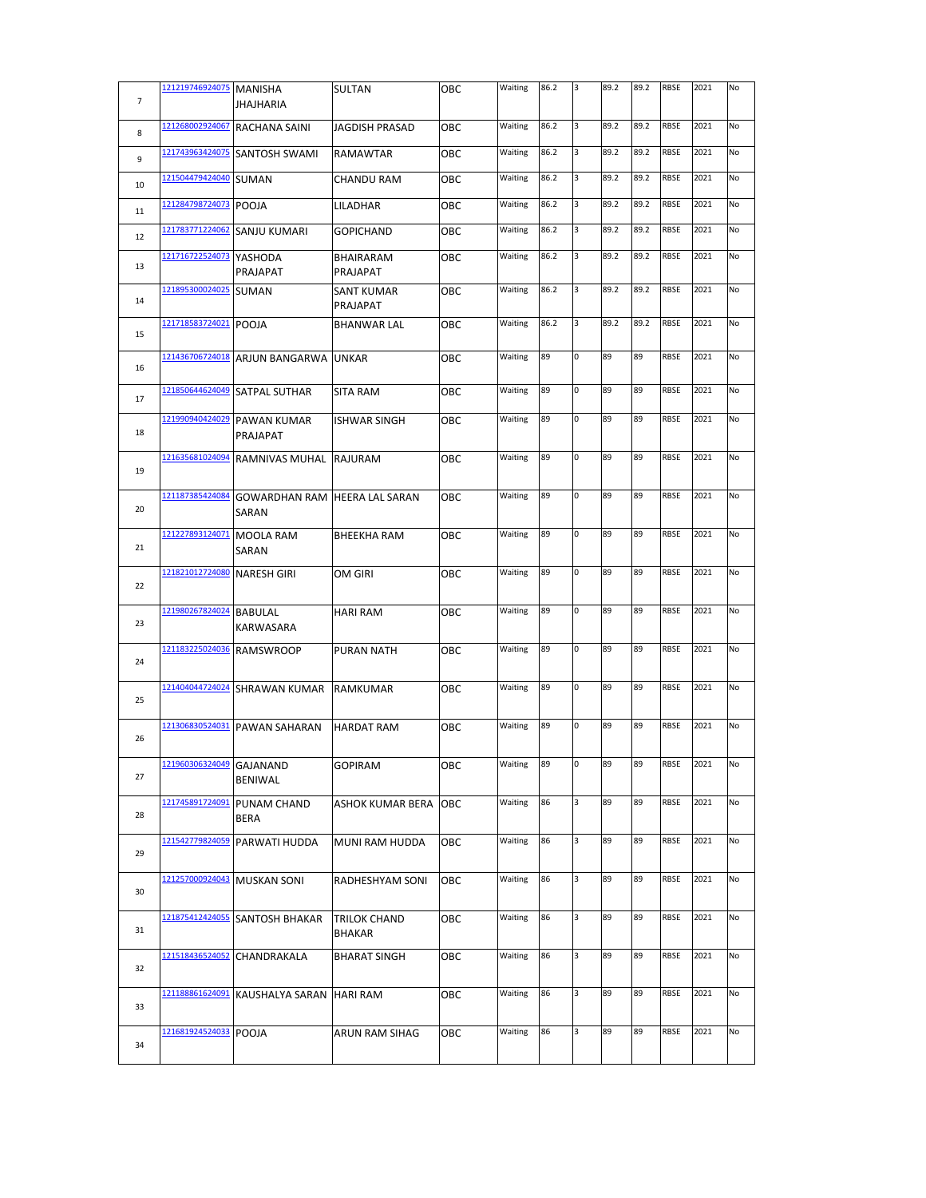| 7 | 121219746924075 | MANISHA JHAJHARIA | SULTAN | OBC | Waiting | 86.2 | 3 | 89.2 | 89.2 | RBSE | 2021 | No |
|---|---|---|---|---|---|---|---|---|---|---|---|---|
| 8 | 121268002924067 | RACHANA SAINI | JAGDISH PRASAD | OBC | Waiting | 86.2 | 3 | 89.2 | 89.2 | RBSE | 2021 | No |
| 9 | 121743963424075 | SANTOSH SWAMI | RAMAWTAR | OBC | Waiting | 86.2 | 3 | 89.2 | 89.2 | RBSE | 2021 | No |
| 10 | 121504479424040 | SUMAN | CHANDU RAM | OBC | Waiting | 86.2 | 3 | 89.2 | 89.2 | RBSE | 2021 | No |
| 11 | 121284798724073 | POOJA | LILADHAR | OBC | Waiting | 86.2 | 3 | 89.2 | 89.2 | RBSE | 2021 | No |
| 12 | 121783771224062 | SANJU KUMARI | GOPICHAND | OBC | Waiting | 86.2 | 3 | 89.2 | 89.2 | RBSE | 2021 | No |
| 13 | 121716722524073 | YASHODA PRAJAPAT | BHAIRARAM PRAJAPAT | OBC | Waiting | 86.2 | 3 | 89.2 | 89.2 | RBSE | 2021 | No |
| 14 | 121895300024025 | SUMAN | SANT KUMAR PRAJAPAT | OBC | Waiting | 86.2 | 3 | 89.2 | 89.2 | RBSE | 2021 | No |
| 15 | 121718583724021 | POOJA | BHANWAR LAL | OBC | Waiting | 86.2 | 3 | 89.2 | 89.2 | RBSE | 2021 | No |
| 16 | 121436706724018 | ARJUN BANGARWA | UNKAR | OBC | Waiting | 89 | 0 | 89 | 89 | RBSE | 2021 | No |
| 17 | 121850644624049 | SATPAL SUTHAR | SITA RAM | OBC | Waiting | 89 | 0 | 89 | 89 | RBSE | 2021 | No |
| 18 | 121990940424029 | PAWAN KUMAR PRAJAPAT | ISHWAR SINGH | OBC | Waiting | 89 | 0 | 89 | 89 | RBSE | 2021 | No |
| 19 | 121635681024094 | RAMNIVAS MUHAL | RAJURAM | OBC | Waiting | 89 | 0 | 89 | 89 | RBSE | 2021 | No |
| 20 | 121187385424084 | GOWARDHAN RAM SARAN | HEERA LAL SARAN | OBC | Waiting | 89 | 0 | 89 | 89 | RBSE | 2021 | No |
| 21 | 121227893124071 | MOOLA RAM SARAN | BHEEKHA RAM | OBC | Waiting | 89 | 0 | 89 | 89 | RBSE | 2021 | No |
| 22 | 121821012724080 | NARESH GIRI | OM GIRI | OBC | Waiting | 89 | 0 | 89 | 89 | RBSE | 2021 | No |
| 23 | 121980267824024 | BABULAL KARWASARA | HARI RAM | OBC | Waiting | 89 | 0 | 89 | 89 | RBSE | 2021 | No |
| 24 | 121183225024036 | RAMSWROOP | PURAN NATH | OBC | Waiting | 89 | 0 | 89 | 89 | RBSE | 2021 | No |
| 25 | 121404044724024 | SHRAWAN KUMAR | RAMKUMAR | OBC | Waiting | 89 | 0 | 89 | 89 | RBSE | 2021 | No |
| 26 | 121306830524031 | PAWAN SAHARAN | HARDAT RAM | OBC | Waiting | 89 | 0 | 89 | 89 | RBSE | 2021 | No |
| 27 | 121960306324049 | GAJANAND BENIWAL | GOPIRAM | OBC | Waiting | 89 | 0 | 89 | 89 | RBSE | 2021 | No |
| 28 | 121745891724091 | PUNAM CHAND BERA | ASHOK KUMAR BERA | OBC | Waiting | 86 | 3 | 89 | 89 | RBSE | 2021 | No |
| 29 | 121542779824059 | PARWATI HUDDA | MUNI RAM HUDDA | OBC | Waiting | 86 | 3 | 89 | 89 | RBSE | 2021 | No |
| 30 | 121257000924043 | MUSKAN SONI | RADHESHYAM SONI | OBC | Waiting | 86 | 3 | 89 | 89 | RBSE | 2021 | No |
| 31 | 121875412424055 | SANTOSH BHAKAR | TRILOK CHAND BHAKAR | OBC | Waiting | 86 | 3 | 89 | 89 | RBSE | 2021 | No |
| 32 | 121518436524052 | CHANDRAKALA | BHARAT SINGH | OBC | Waiting | 86 | 3 | 89 | 89 | RBSE | 2021 | No |
| 33 | 121188861624091 | KAUSHALYA SARAN | HARI RAM | OBC | Waiting | 86 | 3 | 89 | 89 | RBSE | 2021 | No |
| 34 | 121681924524033 | POOJA | ARUN RAM SIHAG | OBC | Waiting | 86 | 3 | 89 | 89 | RBSE | 2021 | No |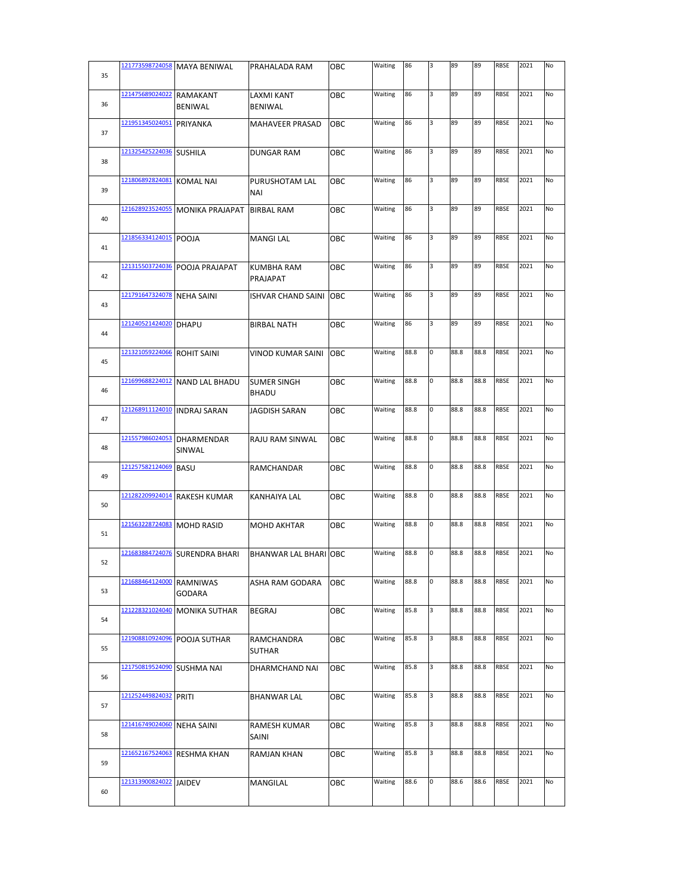| 35 | 121773598724058 | MAYA BENIWAL | PRAHALADA RAM | OBC | Waiting | 86 | 3 | 89 | 89 | RBSE | 2021 | No |
|---|---|---|---|---|---|---|---|---|---|---|---|---|
| 36 | 121475689024022 | RAMAKANT BENIWAL | LAXMI KANT BENIWAL | OBC | Waiting | 86 | 3 | 89 | 89 | RBSE | 2021 | No |
| 37 | 121951345024051 | PRIYANKA | MAHAVEER PRASAD | OBC | Waiting | 86 | 3 | 89 | 89 | RBSE | 2021 | No |
| 38 | 121325425224036 | SUSHILA | DUNGAR RAM | OBC | Waiting | 86 | 3 | 89 | 89 | RBSE | 2021 | No |
| 39 | 121806892824081 | KOMAL NAI | PURUSHOTAM LAL NAI | OBC | Waiting | 86 | 3 | 89 | 89 | RBSE | 2021 | No |
| 40 | 121628923524055 | MONIKA PRAJAPAT | BIRBAL RAM | OBC | Waiting | 86 | 3 | 89 | 89 | RBSE | 2021 | No |
| 41 | 121856334124015 | POOJA | MANGI LAL | OBC | Waiting | 86 | 3 | 89 | 89 | RBSE | 2021 | No |
| 42 | 121315503724036 | POOJA PRAJAPAT | KUMBHA RAM PRAJAPAT | OBC | Waiting | 86 | 3 | 89 | 89 | RBSE | 2021 | No |
| 43 | 121791647324078 | NEHA SAINI | ISHVAR CHAND SAINI | OBC | Waiting | 86 | 3 | 89 | 89 | RBSE | 2021 | No |
| 44 | 121240521424020 | DHAPU | BIRBAL NATH | OBC | Waiting | 86 | 3 | 89 | 89 | RBSE | 2021 | No |
| 45 | 121321059224066 | ROHIT SAINI | VINOD KUMAR SAINI | OBC | Waiting | 88.8 | 0 | 88.8 | 88.8 | RBSE | 2021 | No |
| 46 | 121699688224012 | NAND LAL BHADU | SUMER SINGH BHADU | OBC | Waiting | 88.8 | 0 | 88.8 | 88.8 | RBSE | 2021 | No |
| 47 | 121268911124010 | INDRAJ SARAN | JAGDISH SARAN | OBC | Waiting | 88.8 | 0 | 88.8 | 88.8 | RBSE | 2021 | No |
| 48 | 121557986024053 | DHARMENDAR SINWAL | RAJU RAM SINWAL | OBC | Waiting | 88.8 | 0 | 88.8 | 88.8 | RBSE | 2021 | No |
| 49 | 121257582124069 | BASU | RAMCHANDAR | OBC | Waiting | 88.8 | 0 | 88.8 | 88.8 | RBSE | 2021 | No |
| 50 | 121282209924014 | RAKESH KUMAR | KANHAIYA LAL | OBC | Waiting | 88.8 | 0 | 88.8 | 88.8 | RBSE | 2021 | No |
| 51 | 121563228724083 | MOHD RASID | MOHD AKHTAR | OBC | Waiting | 88.8 | 0 | 88.8 | 88.8 | RBSE | 2021 | No |
| 52 | 121683884724076 | SURENDRA BHARI | BHANWAR LAL BHARI | OBC | Waiting | 88.8 | 0 | 88.8 | 88.8 | RBSE | 2021 | No |
| 53 | 121688464124000 | RAMNIWAS GODARA | ASHA RAM GODARA | OBC | Waiting | 88.8 | 0 | 88.8 | 88.8 | RBSE | 2021 | No |
| 54 | 121228321024040 | MONIKA SUTHAR | BEGRAJ | OBC | Waiting | 85.8 | 3 | 88.8 | 88.8 | RBSE | 2021 | No |
| 55 | 121908810924096 | POOJA SUTHAR | RAMCHANDRA SUTHAR | OBC | Waiting | 85.8 | 3 | 88.8 | 88.8 | RBSE | 2021 | No |
| 56 | 121750819524090 | SUSHMA NAI | DHARMCHAND NAI | OBC | Waiting | 85.8 | 3 | 88.8 | 88.8 | RBSE | 2021 | No |
| 57 | 121252449824032 | PRITI | BHANWAR LAL | OBC | Waiting | 85.8 | 3 | 88.8 | 88.8 | RBSE | 2021 | No |
| 58 | 121416749024060 | NEHA SAINI | RAMESH KUMAR SAINI | OBC | Waiting | 85.8 | 3 | 88.8 | 88.8 | RBSE | 2021 | No |
| 59 | 121652167524063 | RESHMA KHAN | RAMJAN KHAN | OBC | Waiting | 85.8 | 3 | 88.8 | 88.8 | RBSE | 2021 | No |
| 60 | 121313900824022 | JAIDEV | MANGILAL | OBC | Waiting | 88.6 | 0 | 88.6 | 88.6 | RBSE | 2021 | No |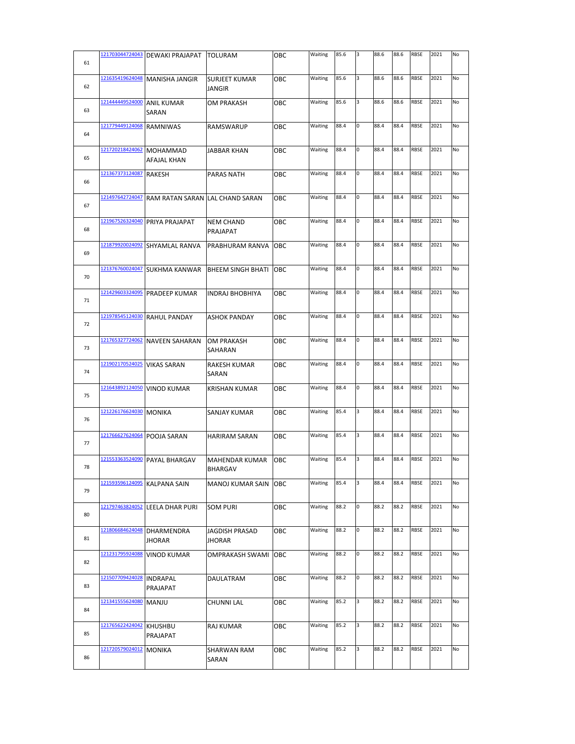| 61 | 121703044724043 | DEWAKI PRAJAPAT | TOLURAM | OBC | Waiting | 85.6 | 3 | 88.6 | 88.6 | RBSE | 2021 | No |
|---|---|---|---|---|---|---|---|---|---|---|---|---|
| 62 | 121635419624048 | MANISHA JANGIR | SURJEET KUMAR JANGIR | OBC | Waiting | 85.6 | 3 | 88.6 | 88.6 | RBSE | 2021 | No |
| 63 | 121444449524000 | ANIL KUMAR SARAN | OM PRAKASH | OBC | Waiting | 85.6 | 3 | 88.6 | 88.6 | RBSE | 2021 | No |
| 64 | 121779449124068 | RAMNIWAS | RAMSWARUP | OBC | Waiting | 88.4 | 0 | 88.4 | 88.4 | RBSE | 2021 | No |
| 65 | 121720218424062 | MOHAMMAD AFAJAL KHAN | JABBAR KHAN | OBC | Waiting | 88.4 | 0 | 88.4 | 88.4 | RBSE | 2021 | No |
| 66 | 121367373124087 | RAKESH | PARAS NATH | OBC | Waiting | 88.4 | 0 | 88.4 | 88.4 | RBSE | 2021 | No |
| 67 | 121497642724047 | RAM RATAN SARAN | LAL CHAND SARAN | OBC | Waiting | 88.4 | 0 | 88.4 | 88.4 | RBSE | 2021 | No |
| 68 | 121967526324040 | PRIYA PRAJAPAT | NEM CHAND PRAJAPAT | OBC | Waiting | 88.4 | 0 | 88.4 | 88.4 | RBSE | 2021 | No |
| 69 | 121879920024092 | SHYAMLAL RANVA | PRABHURAM RANVA | OBC | Waiting | 88.4 | 0 | 88.4 | 88.4 | RBSE | 2021 | No |
| 70 | 121376760024047 | SUKHMA KANWAR | BHEEM SINGH BHATI | OBC | Waiting | 88.4 | 0 | 88.4 | 88.4 | RBSE | 2021 | No |
| 71 | 121429603324095 | PRADEEP KUMAR | INDRAJ BHOBHIYA | OBC | Waiting | 88.4 | 0 | 88.4 | 88.4 | RBSE | 2021 | No |
| 72 | 121978545124030 | RAHUL PANDAY | ASHOK PANDAY | OBC | Waiting | 88.4 | 0 | 88.4 | 88.4 | RBSE | 2021 | No |
| 73 | 121765327724062 | NAVEEN SAHARAN | OM PRAKASH SAHARAN | OBC | Waiting | 88.4 | 0 | 88.4 | 88.4 | RBSE | 2021 | No |
| 74 | 121902170524025 | VIKAS SARAN | RAKESH KUMAR SARAN | OBC | Waiting | 88.4 | 0 | 88.4 | 88.4 | RBSE | 2021 | No |
| 75 | 121643892124050 | VINOD KUMAR | KRISHAN KUMAR | OBC | Waiting | 88.4 | 0 | 88.4 | 88.4 | RBSE | 2021 | No |
| 76 | 121226176624030 | MONIKA | SANJAY KUMAR | OBC | Waiting | 85.4 | 3 | 88.4 | 88.4 | RBSE | 2021 | No |
| 77 | 121766627624064 | POOJA SARAN | HARIRAM SARAN | OBC | Waiting | 85.4 | 3 | 88.4 | 88.4 | RBSE | 2021 | No |
| 78 | 121553363524090 | PAYAL BHARGAV | MAHENDAR KUMAR BHARGAV | OBC | Waiting | 85.4 | 3 | 88.4 | 88.4 | RBSE | 2021 | No |
| 79 | 121593596124095 | KALPANA SAIN | MANOJ KUMAR SAIN | OBC | Waiting | 85.4 | 3 | 88.4 | 88.4 | RBSE | 2021 | No |
| 80 | 121797463824052 | LEELA DHAR PURI | SOM PURI | OBC | Waiting | 88.2 | 0 | 88.2 | 88.2 | RBSE | 2021 | No |
| 81 | 121806684624048 | DHARMENDRA JHORAR | JAGDISH PRASAD JHORAR | OBC | Waiting | 88.2 | 0 | 88.2 | 88.2 | RBSE | 2021 | No |
| 82 | 121231795924088 | VINOD KUMAR | OMPRAKASH SWAMI | OBC | Waiting | 88.2 | 0 | 88.2 | 88.2 | RBSE | 2021 | No |
| 83 | 121507709424028 | INDRAPAL PRAJAPAT | DAULATRAM | OBC | Waiting | 88.2 | 0 | 88.2 | 88.2 | RBSE | 2021 | No |
| 84 | 121341555624080 | MANJU | CHUNNI LAL | OBC | Waiting | 85.2 | 3 | 88.2 | 88.2 | RBSE | 2021 | No |
| 85 | 121765622424042 | KHUSHBU PRAJAPAT | RAJ KUMAR | OBC | Waiting | 85.2 | 3 | 88.2 | 88.2 | RBSE | 2021 | No |
| 86 | 121720579024012 | MONIKA | SHARWAN RAM SARAN | OBC | Waiting | 85.2 | 3 | 88.2 | 88.2 | RBSE | 2021 | No |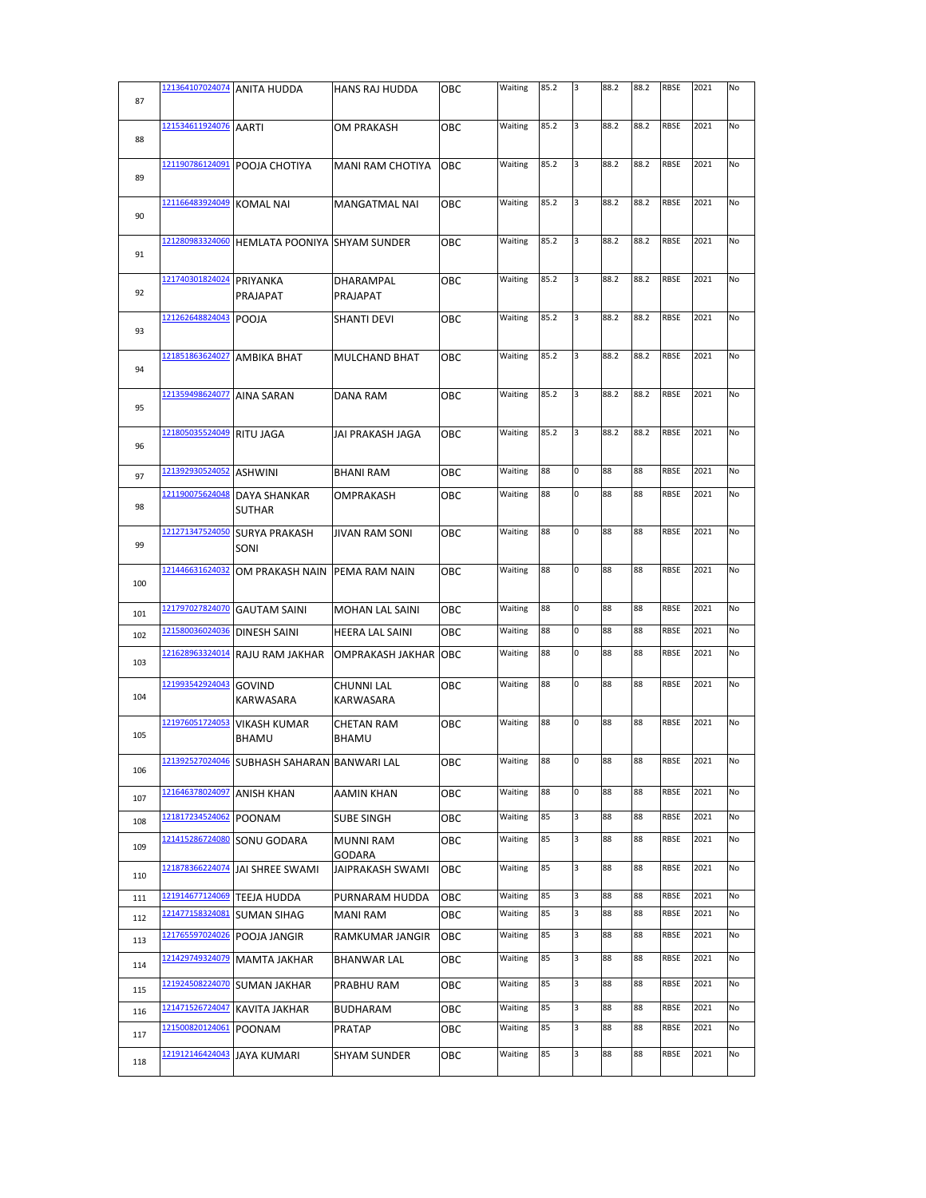| | | | | | | | | | | | | |
|---|---|---|---|---|---|---|---|---|---|---|---|---|
| 87 | 121364107024074 | ANITA HUDDA | HANS RAJ HUDDA | OBC | Waiting | 85.2 | 3 | 88.2 | 88.2 | RBSE | 2021 | No |
| 88 | 121534611924076 | AARTI | OM PRAKASH | OBC | Waiting | 85.2 | 3 | 88.2 | 88.2 | RBSE | 2021 | No |
| 89 | 121190786124091 | POOJA CHOTIYA | MANI RAM CHOTIYA | OBC | Waiting | 85.2 | 3 | 88.2 | 88.2 | RBSE | 2021 | No |
| 90 | 121166483924049 | KOMAL NAI | MANGATMAL NAI | OBC | Waiting | 85.2 | 3 | 88.2 | 88.2 | RBSE | 2021 | No |
| 91 | 121280983324060 | HEMLATA POONIYA | SHYAM SUNDER | OBC | Waiting | 85.2 | 3 | 88.2 | 88.2 | RBSE | 2021 | No |
| 92 | 121740301824024 | PRIYANKA PRAJAPAT | DHARAMPAL PRAJAPAT | OBC | Waiting | 85.2 | 3 | 88.2 | 88.2 | RBSE | 2021 | No |
| 93 | 121262648824043 | POOJA | SHANTI DEVI | OBC | Waiting | 85.2 | 3 | 88.2 | 88.2 | RBSE | 2021 | No |
| 94 | 121851863624027 | AMBIKA BHAT | MULCHAND BHAT | OBC | Waiting | 85.2 | 3 | 88.2 | 88.2 | RBSE | 2021 | No |
| 95 | 121359498624077 | AINA SARAN | DANA RAM | OBC | Waiting | 85.2 | 3 | 88.2 | 88.2 | RBSE | 2021 | No |
| 96 | 121805035524049 | RITU JAGA | JAI PRAKASH JAGA | OBC | Waiting | 85.2 | 3 | 88.2 | 88.2 | RBSE | 2021 | No |
| 97 | 121392930524052 | ASHWINI | BHANI RAM | OBC | Waiting | 88 | 0 | 88 | 88 | RBSE | 2021 | No |
| 98 | 121190075624048 | DAYA SHANKAR SUTHAR | OMPRAKASH | OBC | Waiting | 88 | 0 | 88 | 88 | RBSE | 2021 | No |
| 99 | 121271347524050 | SURYA PRAKASH SONI | JIVAN RAM SONI | OBC | Waiting | 88 | 0 | 88 | 88 | RBSE | 2021 | No |
| 100 | 121446631624032 | OM PRAKASH NAIN | PEMA RAM NAIN | OBC | Waiting | 88 | 0 | 88 | 88 | RBSE | 2021 | No |
| 101 | 121797027824070 | GAUTAM SAINI | MOHAN LAL SAINI | OBC | Waiting | 88 | 0 | 88 | 88 | RBSE | 2021 | No |
| 102 | 121580036024036 | DINESH SAINI | HEERA LAL SAINI | OBC | Waiting | 88 | 0 | 88 | 88 | RBSE | 2021 | No |
| 103 | 121628963324014 | RAJU RAM JAKHAR | OMPRAKASH JAKHAR | OBC | Waiting | 88 | 0 | 88 | 88 | RBSE | 2021 | No |
| 104 | 121993542924043 | GOVIND KARWASARA | CHUNNI LAL KARWASARA | OBC | Waiting | 88 | 0 | 88 | 88 | RBSE | 2021 | No |
| 105 | 121976051724053 | VIKASH KUMAR BHAMU | CHETAN RAM BHAMU | OBC | Waiting | 88 | 0 | 88 | 88 | RBSE | 2021 | No |
| 106 | 121392527024046 | SUBHASH SAHARAN | BANWARI LAL | OBC | Waiting | 88 | 0 | 88 | 88 | RBSE | 2021 | No |
| 107 | 121646378024097 | ANISH KHAN | AAMIN KHAN | OBC | Waiting | 88 | 0 | 88 | 88 | RBSE | 2021 | No |
| 108 | 121817234524062 | POONAM | SUBE SINGH | OBC | Waiting | 85 | 3 | 88 | 88 | RBSE | 2021 | No |
| 109 | 121415286724080 | SONU GODARA | MUNNI RAM GODARA | OBC | Waiting | 85 | 3 | 88 | 88 | RBSE | 2021 | No |
| 110 | 121878366224074 | JAI SHREE SWAMI | JAIPRAKASH SWAMI | OBC | Waiting | 85 | 3 | 88 | 88 | RBSE | 2021 | No |
| 111 | 121914677124069 | TEEJA HUDDA | PURNARAM HUDDA | OBC | Waiting | 85 | 3 | 88 | 88 | RBSE | 2021 | No |
| 112 | 121477158324081 | SUMAN SIHAG | MANI RAM | OBC | Waiting | 85 | 3 | 88 | 88 | RBSE | 2021 | No |
| 113 | 121765597024026 | POOJA JANGIR | RAMKUMAR JANGIR | OBC | Waiting | 85 | 3 | 88 | 88 | RBSE | 2021 | No |
| 114 | 121429749324079 | MAMTA JAKHAR | BHANWAR LAL | OBC | Waiting | 85 | 3 | 88 | 88 | RBSE | 2021 | No |
| 115 | 121924508224070 | SUMAN JAKHAR | PRABHU RAM | OBC | Waiting | 85 | 3 | 88 | 88 | RBSE | 2021 | No |
| 116 | 121471526724047 | KAVITA JAKHAR | BUDHARAM | OBC | Waiting | 85 | 3 | 88 | 88 | RBSE | 2021 | No |
| 117 | 121500820124061 | POONAM | PRATAP | OBC | Waiting | 85 | 3 | 88 | 88 | RBSE | 2021 | No |
| 118 | 121912146424043 | JAYA KUMARI | SHYAM SUNDER | OBC | Waiting | 85 | 3 | 88 | 88 | RBSE | 2021 | No |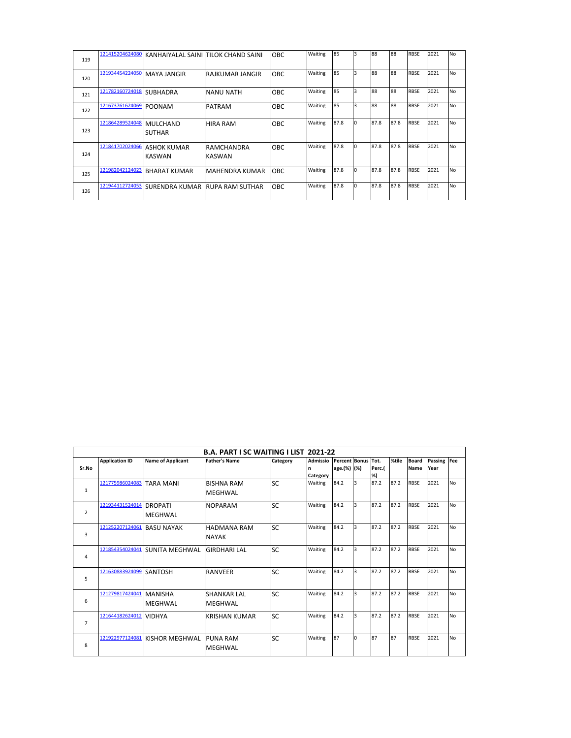| Sr.No | Application ID | Name of Applicant | Father's Name | Category | Admission Category | Percentage.(%) | Bonus (%) | Tot. Perc.(%) | %tile | Board Name | Passing Year | Fee |
|---|---|---|---|---|---|---|---|---|---|---|---|---|
| 119 | 121415204624080 | KANHAIYALAL SAINI | TILOK CHAND SAINI | OBC | Waiting | 85 | 3 | 88 | 88 | RBSE | 2021 | No |
| 120 | 121934454224050 | MAYA JANGIR | RAJKUMAR JANGIR | OBC | Waiting | 85 | 3 | 88 | 88 | RBSE | 2021 | No |
| 121 | 121782160724018 | SUBHADRA | NANU NATH | OBC | Waiting | 85 | 3 | 88 | 88 | RBSE | 2021 | No |
| 122 | 121673761624069 | POONAM | PATRAM | OBC | Waiting | 85 | 3 | 88 | 88 | RBSE | 2021 | No |
| 123 | 121864289524048 | MULCHAND SUTHAR | HIRA RAM | OBC | Waiting | 87.8 | 0 | 87.8 | 87.8 | RBSE | 2021 | No |
| 124 | 121841702024066 | ASHOK KUMAR KASWAN | RAMCHANDRA KASWAN | OBC | Waiting | 87.8 | 0 | 87.8 | 87.8 | RBSE | 2021 | No |
| 125 | 121982042124023 | BHARAT KUMAR | MAHENDRA KUMAR | OBC | Waiting | 87.8 | 0 | 87.8 | 87.8 | RBSE | 2021 | No |
| 126 | 121944112724053 | SURENDRA KUMAR | RUPA RAM SUTHAR | OBC | Waiting | 87.8 | 0 | 87.8 | 87.8 | RBSE | 2021 | No |

## B.A. PART I SC WAITING I LIST 2021-22

| Sr.No | Application ID | Name of Applicant | Father's Name | Category | Admission Category | Percentage.(%) | Bonus (%) | Tot. Perc.(%) | %tile | Board Name | Passing Year | Fee |
|---|---|---|---|---|---|---|---|---|---|---|---|---|
| 1 | 121775986024083 | TARA MANI | BISHNA RAM MEGHWAL | SC | Waiting | 84.2 | 3 | 87.2 | 87.2 | RBSE | 2021 | No |
| 2 | 121934431524014 | DROPATI MEGHWAL | NOPARAM | SC | Waiting | 84.2 | 3 | 87.2 | 87.2 | RBSE | 2021 | No |
| 3 | 121252207124061 | BASU NAYAK | HADMANA RAM NAYAK | SC | Waiting | 84.2 | 3 | 87.2 | 87.2 | RBSE | 2021 | No |
| 4 | 121854354024041 | SUNITA MEGHWAL | GIRDHARI LAL | SC | Waiting | 84.2 | 3 | 87.2 | 87.2 | RBSE | 2021 | No |
| 5 | 121630883924099 | SANTOSH | RANVEER | SC | Waiting | 84.2 | 3 | 87.2 | 87.2 | RBSE | 2021 | No |
| 6 | 121279817424041 | MANISHA MEGHWAL | SHANKAR LAL MEGHWAL | SC | Waiting | 84.2 | 3 | 87.2 | 87.2 | RBSE | 2021 | No |
| 7 | 121644182624012 | VIDHYA | KRISHAN KUMAR | SC | Waiting | 84.2 | 3 | 87.2 | 87.2 | RBSE | 2021 | No |
| 8 | 121922977124081 | KISHOR MEGHWAL | PUNA RAM MEGHWAL | SC | Waiting | 87 | 0 | 87 | 87 | RBSE | 2021 | No |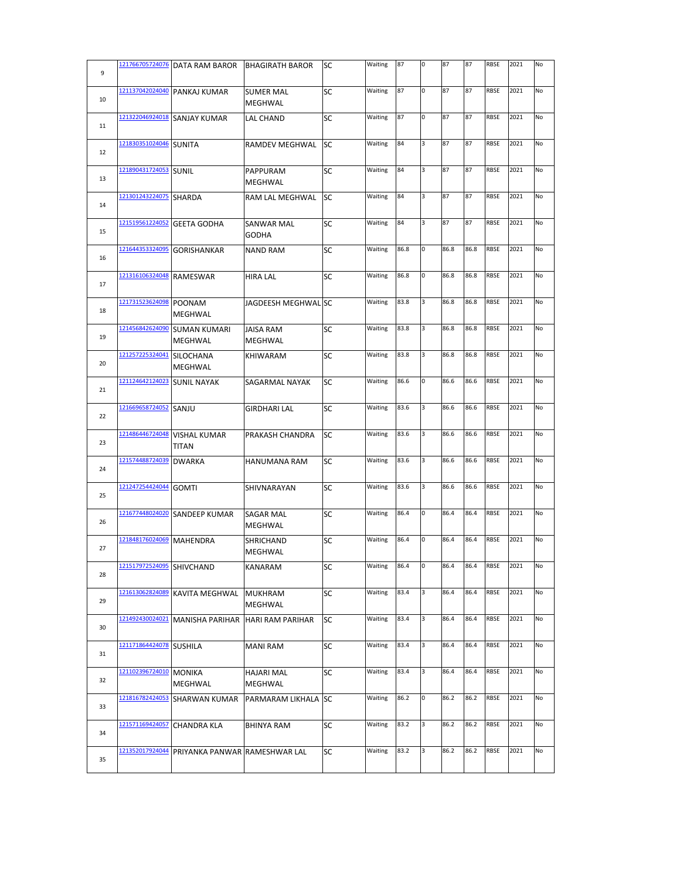| 9 | 121766705724076 | DATA RAM BAROR | BHAGIRATH BAROR | SC | Waiting | 87 | 0 | 87 | 87 | RBSE | 2021 | No |
|---|---|---|---|---|---|---|---|---|---|---|---|---|
| 10 | 121137042024040 | PANKAJ KUMAR | SUMER MAL MEGHWAL | SC | Waiting | 87 | 0 | 87 | 87 | RBSE | 2021 | No |
| 11 | 121322046924018 | SANJAY KUMAR | LAL CHAND | SC | Waiting | 87 | 0 | 87 | 87 | RBSE | 2021 | No |
| 12 | 121830351024046 | SUNITA | RAMDEV MEGHWAL | SC | Waiting | 84 | 3 | 87 | 87 | RBSE | 2021 | No |
| 13 | 121890431724053 | SUNIL | PAPPURAM MEGHWAL | SC | Waiting | 84 | 3 | 87 | 87 | RBSE | 2021 | No |
| 14 | 121301243224075 | SHARDA | RAM LAL MEGHWAL | SC | Waiting | 84 | 3 | 87 | 87 | RBSE | 2021 | No |
| 15 | 121519561224052 | GEETA GODHA | SANWAR MAL GODHA | SC | Waiting | 84 | 3 | 87 | 87 | RBSE | 2021 | No |
| 16 | 121644353324095 | GORISHANKAR | NAND RAM | SC | Waiting | 86.8 | 0 | 86.8 | 86.8 | RBSE | 2021 | No |
| 17 | 121316106324048 | RAMESWAR | HIRA LAL | SC | Waiting | 86.8 | 0 | 86.8 | 86.8 | RBSE | 2021 | No |
| 18 | 121731523624098 | POONAM MEGHWAL | JAGDEESH MEGHWAL | SC | Waiting | 83.8 | 3 | 86.8 | 86.8 | RBSE | 2021 | No |
| 19 | 121456842624090 | SUMAN KUMARI MEGHWAL | JAISA RAM MEGHWAL | SC | Waiting | 83.8 | 3 | 86.8 | 86.8 | RBSE | 2021 | No |
| 20 | 121257225324041 | SILOCHANA MEGHWAL | KHIWARAM | SC | Waiting | 83.8 | 3 | 86.8 | 86.8 | RBSE | 2021 | No |
| 21 | 121124642124023 | SUNIL NAYAK | SAGARMAL NAYAK | SC | Waiting | 86.6 | 0 | 86.6 | 86.6 | RBSE | 2021 | No |
| 22 | 121669658724052 | SANJU | GIRDHARI LAL | SC | Waiting | 83.6 | 3 | 86.6 | 86.6 | RBSE | 2021 | No |
| 23 | 121486446724048 | VISHAL KUMAR TITAN | PRAKASH CHANDRA | SC | Waiting | 83.6 | 3 | 86.6 | 86.6 | RBSE | 2021 | No |
| 24 | 121574488724039 | DWARKA | HANUMANA RAM | SC | Waiting | 83.6 | 3 | 86.6 | 86.6 | RBSE | 2021 | No |
| 25 | 121247254424044 | GOMTI | SHIVNARAYAN | SC | Waiting | 83.6 | 3 | 86.6 | 86.6 | RBSE | 2021 | No |
| 26 | 121677448024020 | SANDEEP KUMAR | SAGAR MAL MEGHWAL | SC | Waiting | 86.4 | 0 | 86.4 | 86.4 | RBSE | 2021 | No |
| 27 | 121848176024069 | MAHENDRA | SHRICHAND MEGHWAL | SC | Waiting | 86.4 | 0 | 86.4 | 86.4 | RBSE | 2021 | No |
| 28 | 121517972524095 | SHIVCHAND | KANARAM | SC | Waiting | 86.4 | 0 | 86.4 | 86.4 | RBSE | 2021 | No |
| 29 | 121613062824089 | KAVITA MEGHWAL | MUKHRAM MEGHWAL | SC | Waiting | 83.4 | 3 | 86.4 | 86.4 | RBSE | 2021 | No |
| 30 | 121492430024021 | MANISHA PARIHAR | HARI RAM PARIHAR | SC | Waiting | 83.4 | 3 | 86.4 | 86.4 | RBSE | 2021 | No |
| 31 | 121171864424078 | SUSHILA | MANI RAM | SC | Waiting | 83.4 | 3 | 86.4 | 86.4 | RBSE | 2021 | No |
| 32 | 121102396724010 | MONIKA MEGHWAL | HAJARI MAL MEGHWAL | SC | Waiting | 83.4 | 3 | 86.4 | 86.4 | RBSE | 2021 | No |
| 33 | 121816782424053 | SHARWAN KUMAR | PARMARAM LIKHALA | SC | Waiting | 86.2 | 0 | 86.2 | 86.2 | RBSE | 2021 | No |
| 34 | 121571169424057 | CHANDRA KLA | BHINYA RAM | SC | Waiting | 83.2 | 3 | 86.2 | 86.2 | RBSE | 2021 | No |
| 35 | 121352017924044 | PRIYANKA PANWAR | RAMESHWAR LAL | SC | Waiting | 83.2 | 3 | 86.2 | 86.2 | RBSE | 2021 | No |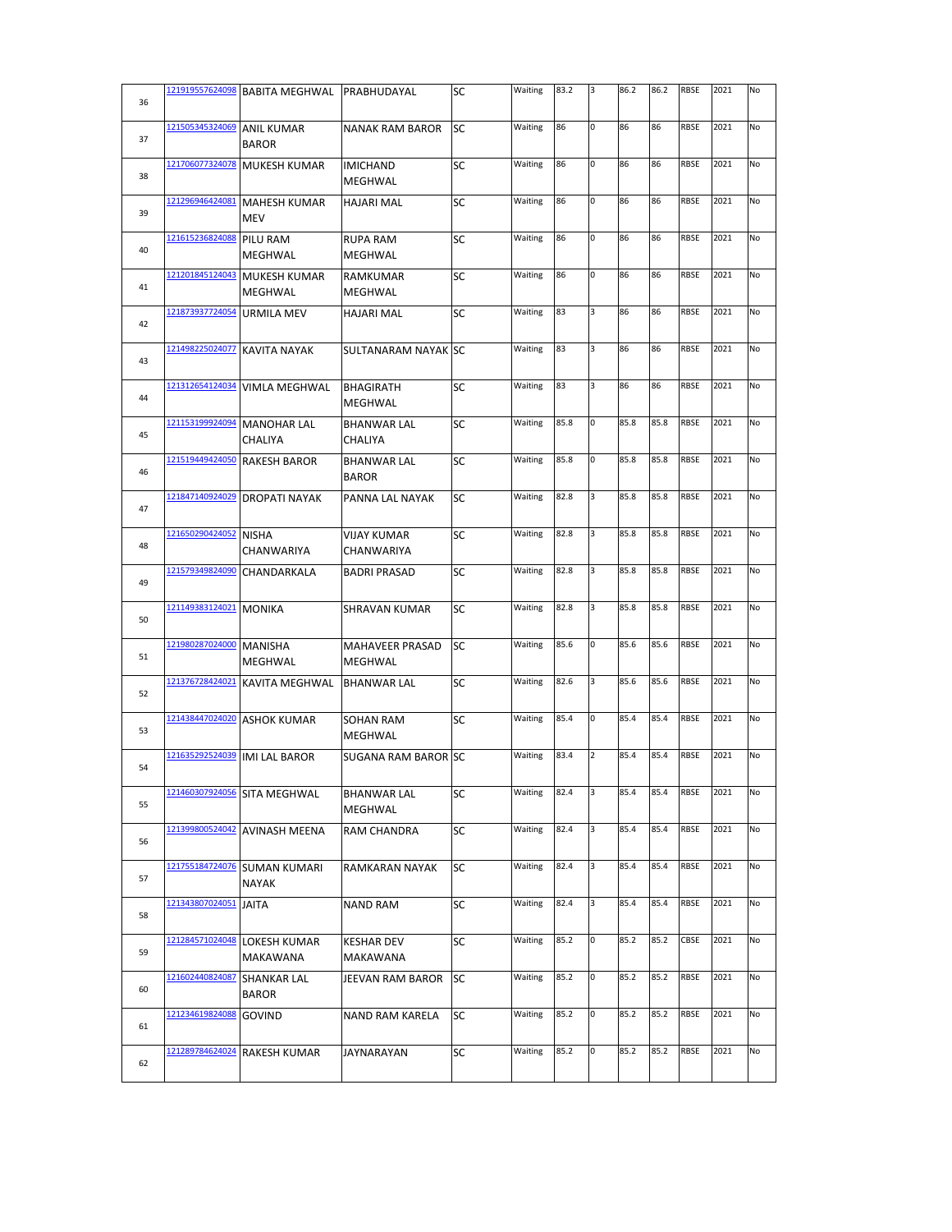| 36 | 121919557624098 | BABITA MEGHWAL | PRABHUDAYAL | SC | Waiting | 83.2 | 3 | 86.2 | 86.2 | RBSE | 2021 | No |
|---|---|---|---|---|---|---|---|---|---|---|---|---|
| 37 | 121505345324069 | ANIL KUMAR BAROR | NANAK RAM BAROR | SC | Waiting | 86 | 0 | 86 | 86 | RBSE | 2021 | No |
| 38 | 121706077324078 | MUKESH KUMAR | IMICHAND MEGHWAL | SC | Waiting | 86 | 0 | 86 | 86 | RBSE | 2021 | No |
| 39 | 121296946424081 | MAHESH KUMAR MEV | HAJARI MAL | SC | Waiting | 86 | 0 | 86 | 86 | RBSE | 2021 | No |
| 40 | 121615236824088 | PILU RAM MEGHWAL | RUPA RAM MEGHWAL | SC | Waiting | 86 | 0 | 86 | 86 | RBSE | 2021 | No |
| 41 | 121201845124043 | MUKESH KUMAR MEGHWAL | RAMKUMAR MEGHWAL | SC | Waiting | 86 | 0 | 86 | 86 | RBSE | 2021 | No |
| 42 | 121873937724054 | URMILA MEV | HAJARI MAL | SC | Waiting | 83 | 3 | 86 | 86 | RBSE | 2021 | No |
| 43 | 121498225024077 | KAVITA NAYAK | SULTANARAM NAYAK | SC | Waiting | 83 | 3 | 86 | 86 | RBSE | 2021 | No |
| 44 | 121312654124034 | VIMLA MEGHWAL | BHAGIRATH MEGHWAL | SC | Waiting | 83 | 3 | 86 | 86 | RBSE | 2021 | No |
| 45 | 121153199924094 | MANOHAR LAL CHALIYA | BHANWAR LAL CHALIYA | SC | Waiting | 85.8 | 0 | 85.8 | 85.8 | RBSE | 2021 | No |
| 46 | 121519449424050 | RAKESH BAROR | BHANWAR LAL BAROR | SC | Waiting | 85.8 | 0 | 85.8 | 85.8 | RBSE | 2021 | No |
| 47 | 121847140924029 | DROPATI NAYAK | PANNA LAL NAYAK | SC | Waiting | 82.8 | 3 | 85.8 | 85.8 | RBSE | 2021 | No |
| 48 | 121650290424052 | NISHA CHANWARIYA | VIJAY KUMAR CHANWARIYA | SC | Waiting | 82.8 | 3 | 85.8 | 85.8 | RBSE | 2021 | No |
| 49 | 121579349824090 | CHANDARKALA | BADRI PRASAD | SC | Waiting | 82.8 | 3 | 85.8 | 85.8 | RBSE | 2021 | No |
| 50 | 121149383124021 | MONIKA | SHRAVAN KUMAR | SC | Waiting | 82.8 | 3 | 85.8 | 85.8 | RBSE | 2021 | No |
| 51 | 121980287024000 | MANISHA MEGHWAL | MAHAVEER PRASAD MEGHWAL | SC | Waiting | 85.6 | 0 | 85.6 | 85.6 | RBSE | 2021 | No |
| 52 | 121376728424021 | KAVITA MEGHWAL | BHANWAR LAL | SC | Waiting | 82.6 | 3 | 85.6 | 85.6 | RBSE | 2021 | No |
| 53 | 121438447024020 | ASHOK KUMAR | SOHAN RAM MEGHWAL | SC | Waiting | 85.4 | 0 | 85.4 | 85.4 | RBSE | 2021 | No |
| 54 | 121635292524039 | IMI LAL BAROR | SUGANA RAM BAROR | SC | Waiting | 83.4 | 2 | 85.4 | 85.4 | RBSE | 2021 | No |
| 55 | 121460307924056 | SITA MEGHWAL | BHANWAR LAL MEGHWAL | SC | Waiting | 82.4 | 3 | 85.4 | 85.4 | RBSE | 2021 | No |
| 56 | 121399800524042 | AVINASH MEENA | RAM CHANDRA | SC | Waiting | 82.4 | 3 | 85.4 | 85.4 | RBSE | 2021 | No |
| 57 | 121755184724076 | SUMAN KUMARI NAYAK | RAMKARAN NAYAK | SC | Waiting | 82.4 | 3 | 85.4 | 85.4 | RBSE | 2021 | No |
| 58 | 121343807024051 | JAITA | NAND RAM | SC | Waiting | 82.4 | 3 | 85.4 | 85.4 | RBSE | 2021 | No |
| 59 | 121284571024048 | LOKESH KUMAR MAKAWANA | KESHAR DEV MAKAWANA | SC | Waiting | 85.2 | 0 | 85.2 | 85.2 | CBSE | 2021 | No |
| 60 | 121602440824087 | SHANKAR LAL BAROR | JEEVAN RAM BAROR | SC | Waiting | 85.2 | 0 | 85.2 | 85.2 | RBSE | 2021 | No |
| 61 | 121234619824088 | GOVIND | NAND RAM KARELA | SC | Waiting | 85.2 | 0 | 85.2 | 85.2 | RBSE | 2021 | No |
| 62 | 121289784624024 | RAKESH KUMAR | JAYNARAYAN | SC | Waiting | 85.2 | 0 | 85.2 | 85.2 | RBSE | 2021 | No |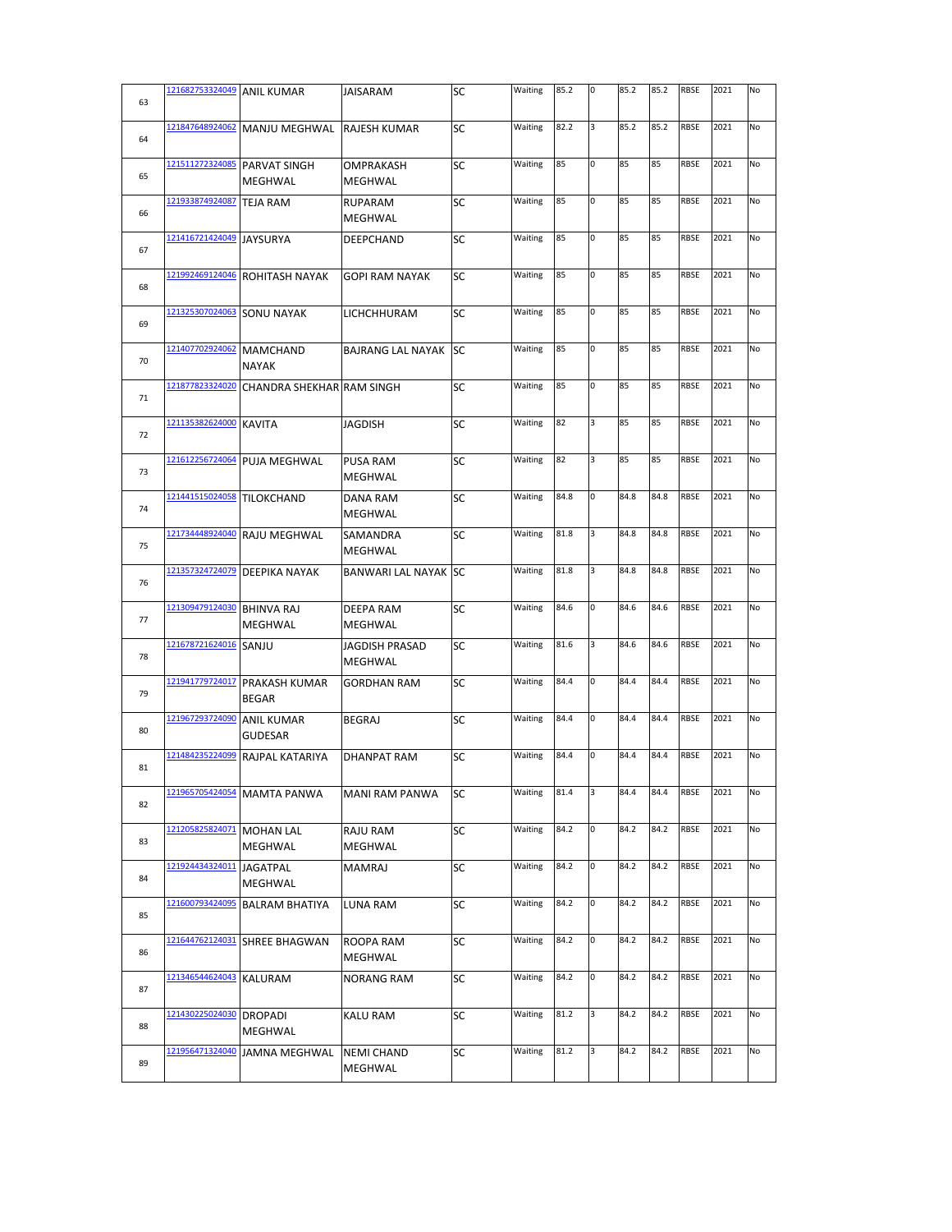| | | | | | | | | | | | | |
|---|---|---|---|---|---|---|---|---|---|---|---|---|
| 63 | 121682753324049 | ANIL KUMAR | JAISARAM | SC | Waiting | 85.2 | 0 | 85.2 | 85.2 | RBSE | 2021 | No |
| 64 | 121847648924062 | MANJU MEGHWAL | RAJESH KUMAR | SC | Waiting | 82.2 | 3 | 85.2 | 85.2 | RBSE | 2021 | No |
| 65 | 121511272324085 | PARVAT SINGH MEGHWAL | OMPRAKASH MEGHWAL | SC | Waiting | 85 | 0 | 85 | 85 | RBSE | 2021 | No |
| 66 | 121933874924087 | TEJA RAM | RUPARAM MEGHWAL | SC | Waiting | 85 | 0 | 85 | 85 | RBSE | 2021 | No |
| 67 | 121416721424049 | JAYSURYA | DEEPCHAND | SC | Waiting | 85 | 0 | 85 | 85 | RBSE | 2021 | No |
| 68 | 121992469124046 | ROHITASH NAYAK | GOPI RAM NAYAK | SC | Waiting | 85 | 0 | 85 | 85 | RBSE | 2021 | No |
| 69 | 121325307024063 | SONU NAYAK | LICHCHHURAM | SC | Waiting | 85 | 0 | 85 | 85 | RBSE | 2021 | No |
| 70 | 121407702924062 | MAMCHAND NAYAK | BAJRANG LAL NAYAK | SC | Waiting | 85 | 0 | 85 | 85 | RBSE | 2021 | No |
| 71 | 121877823324020 | CHANDRA SHEKHAR | RAM SINGH | SC | Waiting | 85 | 0 | 85 | 85 | RBSE | 2021 | No |
| 72 | 121135382624000 | KAVITA | JAGDISH | SC | Waiting | 82 | 3 | 85 | 85 | RBSE | 2021 | No |
| 73 | 121612256724064 | PUJA MEGHWAL | PUSA RAM MEGHWAL | SC | Waiting | 82 | 3 | 85 | 85 | RBSE | 2021 | No |
| 74 | 121441515024058 | TILOKCHAND | DANA RAM MEGHWAL | SC | Waiting | 84.8 | 0 | 84.8 | 84.8 | RBSE | 2021 | No |
| 75 | 121734448924040 | RAJU MEGHWAL | SAMANDRA MEGHWAL | SC | Waiting | 81.8 | 3 | 84.8 | 84.8 | RBSE | 2021 | No |
| 76 | 121357324724079 | DEEPIKA NAYAK | BANWARI LAL NAYAK | SC | Waiting | 81.8 | 3 | 84.8 | 84.8 | RBSE | 2021 | No |
| 77 | 121309479124030 | BHINVA RAJ MEGHWAL | DEEPA RAM MEGHWAL | SC | Waiting | 84.6 | 0 | 84.6 | 84.6 | RBSE | 2021 | No |
| 78 | 121678721624016 | SANJU | JAGDISH PRASAD MEGHWAL | SC | Waiting | 81.6 | 3 | 84.6 | 84.6 | RBSE | 2021 | No |
| 79 | 121941779724017 | PRAKASH KUMAR BEGAR | GORDHAN RAM | SC | Waiting | 84.4 | 0 | 84.4 | 84.4 | RBSE | 2021 | No |
| 80 | 121967293724090 | ANIL KUMAR GUDESAR | BEGRAJ | SC | Waiting | 84.4 | 0 | 84.4 | 84.4 | RBSE | 2021 | No |
| 81 | 121484235224099 | RAJPAL KATARIYA | DHANPAT RAM | SC | Waiting | 84.4 | 0 | 84.4 | 84.4 | RBSE | 2021 | No |
| 82 | 121965705424054 | MAMTA PANWA | MANI RAM PANWA | SC | Waiting | 81.4 | 3 | 84.4 | 84.4 | RBSE | 2021 | No |
| 83 | 121205825824071 | MOHAN LAL MEGHWAL | RAJU RAM MEGHWAL | SC | Waiting | 84.2 | 0 | 84.2 | 84.2 | RBSE | 2021 | No |
| 84 | 121924434324011 | JAGATPAL MEGHWAL | MAMRAJ | SC | Waiting | 84.2 | 0 | 84.2 | 84.2 | RBSE | 2021 | No |
| 85 | 121600793424095 | BALRAM BHATIYA | LUNA RAM | SC | Waiting | 84.2 | 0 | 84.2 | 84.2 | RBSE | 2021 | No |
| 86 | 121644762124031 | SHREE BHAGWAN | ROOPA RAM MEGHWAL | SC | Waiting | 84.2 | 0 | 84.2 | 84.2 | RBSE | 2021 | No |
| 87 | 121346544624043 | KALURAM | NORANG RAM | SC | Waiting | 84.2 | 0 | 84.2 | 84.2 | RBSE | 2021 | No |
| 88 | 121430225024030 | DROPADI MEGHWAL | KALU RAM | SC | Waiting | 81.2 | 3 | 84.2 | 84.2 | RBSE | 2021 | No |
| 89 | 121956471324040 | JAMNA MEGHWAL | NEMI CHAND MEGHWAL | SC | Waiting | 81.2 | 3 | 84.2 | 84.2 | RBSE | 2021 | No |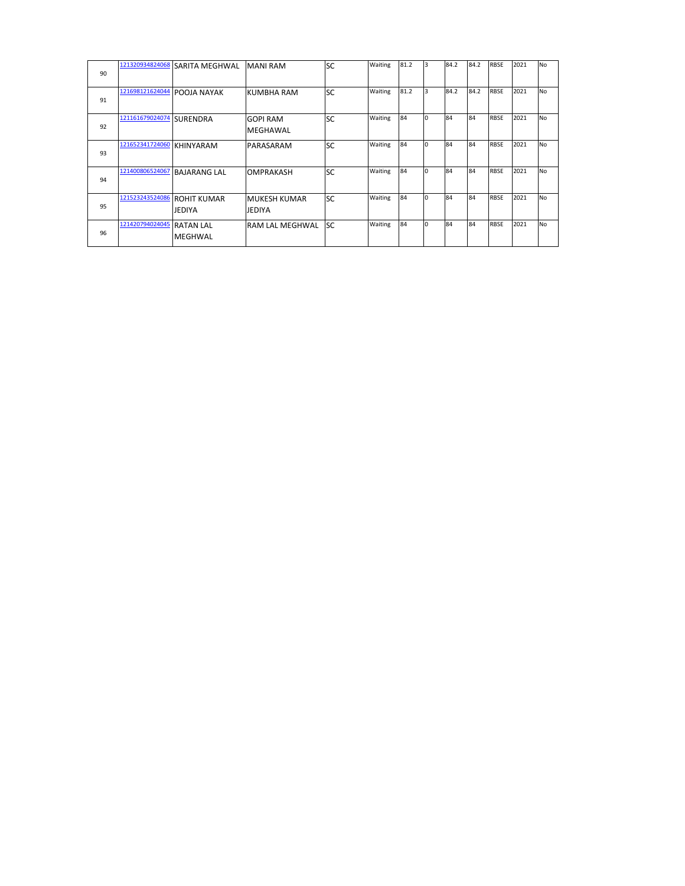| | | | | | | | | | | | | | |
|---|---|---|---|---|---|---|---|---|---|---|---|---|---|
| 90 | 121320934824068 | SARITA MEGHWAL | MANI RAM | SC | Waiting | 81.2 | 3 | 84.2 | 84.2 | RBSE | 2021 | No |
| 91 | 121698121624044 | POOJA NAYAK | KUMBHA RAM | SC | Waiting | 81.2 | 3 | 84.2 | 84.2 | RBSE | 2021 | No |
| 92 | 121161679024074 | SURENDRA | GOPI RAM MEGHAWAL | SC | Waiting | 84 | 0 | 84 | 84 | RBSE | 2021 | No |
| 93 | 121652341724060 | KHINYARAM | PARASARAM | SC | Waiting | 84 | 0 | 84 | 84 | RBSE | 2021 | No |
| 94 | 121400806524067 | BAJARANG LAL | OMPRAKASH | SC | Waiting | 84 | 0 | 84 | 84 | RBSE | 2021 | No |
| 95 | 121523243524086 | ROHIT KUMAR JEDIYA | MUKESH KUMAR JEDIYA | SC | Waiting | 84 | 0 | 84 | 84 | RBSE | 2021 | No |
| 96 | 121420794024045 | RATAN LAL MEGHWAL | RAM LAL MEGHWAL | SC | Waiting | 84 | 0 | 84 | 84 | RBSE | 2021 | No |